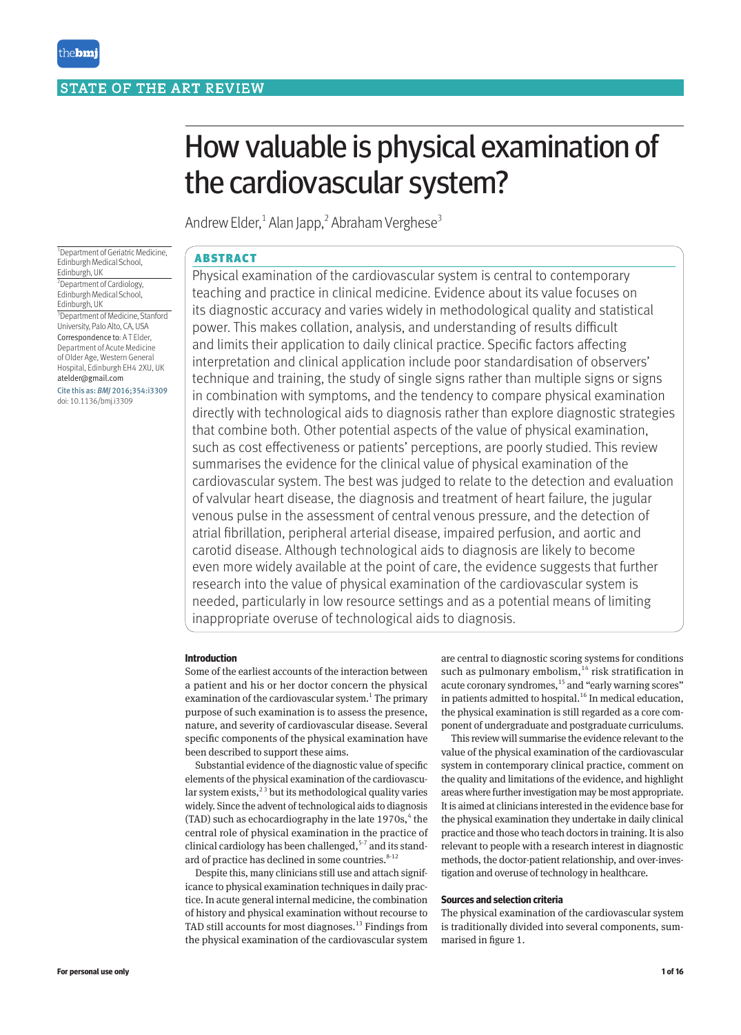STATE OF THE ART REVIEW

# How valuable is physical examination of the cardiovascular system?

Andrew Elder,[1] Alan Japp,[2] Abraham Verghese[3]

[1]Department of Geriatric Medicine, Edinburgh Medical School, Edinburgh, UK
[2]Department of Cardiology, Edinburgh Medical School, Edinburgh, UK
[3]Department of Medicine, Stanford University, Palo Alto, CA, USA

Correspondence to: A T Elder, Department of Acute Medicine of Older Age, Western General Hospital, Edinburgh EH4 2XU, UK atelder@gmail.com

Cite this as: *BMJ* 2016;354:i3309
doi: 10.1136/bmj.i3309

## ABSTRACT

Physical examination of the cardiovascular system is central to contemporary teaching and practice in clinical medicine. Evidence about its value focuses on its diagnostic accuracy and varies widely in methodological quality and statistical power. This makes collation, analysis, and understanding of results difficult and limits their application to daily clinical practice. Specific factors affecting interpretation and clinical application include poor standardisation of observers' technique and training, the study of single signs rather than multiple signs or signs in combination with symptoms, and the tendency to compare physical examination directly with technological aids to diagnosis rather than explore diagnostic strategies that combine both. Other potential aspects of the value of physical examination, such as cost effectiveness or patients' perceptions, are poorly studied. This review summarises the evidence for the clinical value of physical examination of the cardiovascular system. The best was judged to relate to the detection and evaluation of valvular heart disease, the diagnosis and treatment of heart failure, the jugular venous pulse in the assessment of central venous pressure, and the detection of atrial fibrillation, peripheral arterial disease, impaired perfusion, and aortic and carotid disease. Although technological aids to diagnosis are likely to become even more widely available at the point of care, the evidence suggests that further research into the value of physical examination of the cardiovascular system is needed, particularly in low resource settings and as a potential means of limiting inappropriate overuse of technological aids to diagnosis.

### Introduction

Some of the earliest accounts of the interaction between a patient and his or her doctor concern the physical examination of the cardiovascular system.[1] The primary purpose of such examination is to assess the presence, nature, and severity of cardiovascular disease. Several specific components of the physical examination have been described to support these aims.

Substantial evidence of the diagnostic value of specific elements of the physical examination of the cardiovascular system exists,[2,3] but its methodological quality varies widely. Since the advent of technological aids to diagnosis (TAD) such as echocardiography in the late 1970s,[4] the central role of physical examination in the practice of clinical cardiology has been challenged,[5-7] and its standard of practice has declined in some countries.[8-12]

Despite this, many clinicians still use and attach significance to physical examination techniques in daily practice. In acute general internal medicine, the combination of history and physical examination without recourse to TAD still accounts for most diagnoses.[13] Findings from the physical examination of the cardiovascular system are central to diagnostic scoring systems for conditions such as pulmonary embolism,[14] risk stratification in acute coronary syndromes,[15] and "early warning scores" in patients admitted to hospital.[16] In medical education, the physical examination is still regarded as a core component of undergraduate and postgraduate curriculums.

This review will summarise the evidence relevant to the value of the physical examination of the cardiovascular system in contemporary clinical practice, comment on the quality and limitations of the evidence, and highlight areas where further investigation may be most appropriate. It is aimed at clinicians interested in the evidence base for the physical examination they undertake in daily clinical practice and those who teach doctors in training. It is also relevant to people with a research interest in diagnostic methods, the doctor-patient relationship, and over-investigation and overuse of technology in healthcare.

### Sources and selection criteria

The physical examination of the cardiovascular system is traditionally divided into several components, summarised in figure 1.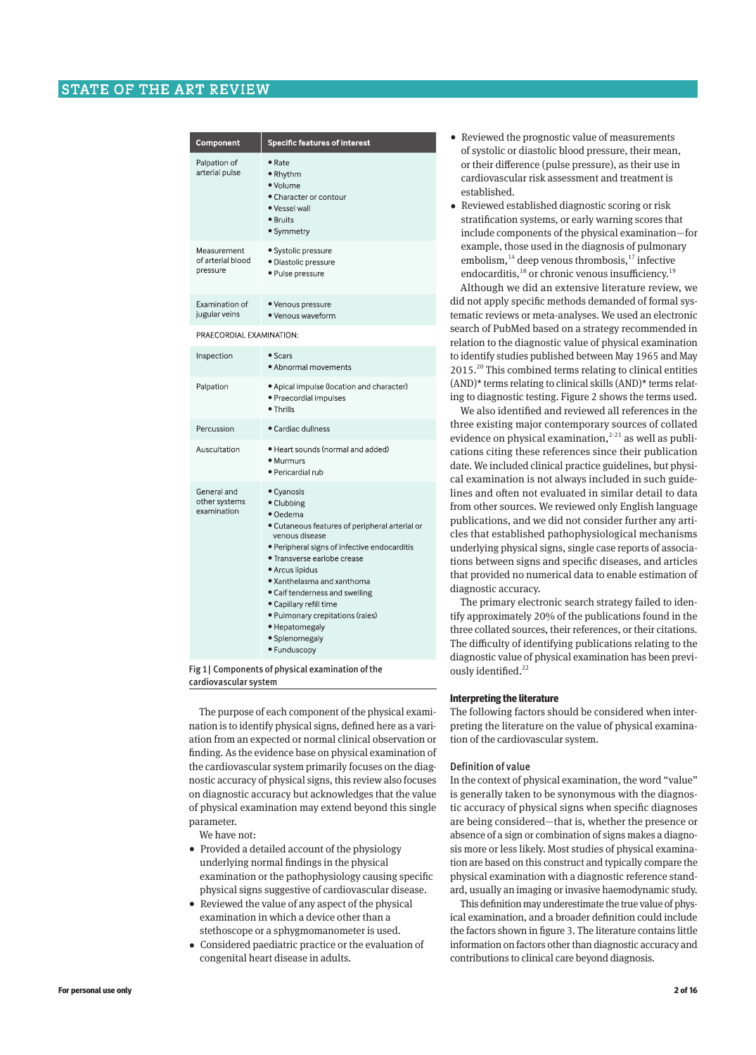| Component | Specific features of interest |
|---|---|
| Palpation of arterial pulse | • Rate<br>• Rhythm<br>• Volume<br>• Character or contour<br>• Vessel wall<br>• Bruits<br>• Symmetry |
| Measurement of arterial blood pressure | • Systolic pressure<br>• Diastolic pressure<br>• Pulse pressure |
| Examination of jugular veins | • Venous pressure<br>• Venous waveform |
| PRAECORDIAL EXAMINATION: | |
| Inspection | • Scars<br>• Abnormal movements |
| Palpation | • Apical impulse (location and character)<br>• Praecordial impulses<br>• Thrills |
| Percussion | • Cardiac dullness |
| Auscultation | • Heart sounds (normal and added)<br>• Murmurs<br>• Pericardial rub |
| General and other systems examination | • Cyanosis<br>• Clubbing<br>• Oedema<br>• Cutaneous features of peripheral arterial or venous disease<br>• Peripheral signs of infective endocarditis<br>• Transverse earlobe crease<br>• Arcus lipidus<br>• Xanthelasma and xanthoma<br>• Calf tenderness and swelling<br>• Capillary refill time<br>• Pulmonary crepitations (rales)<br>• Hepatomegaly<br>• Splenomegaly<br>• Funduscopy |

Fig 1 | Components of physical examination of the cardiovascular system

The purpose of each component of the physical examination is to identify physical signs, defined here as a variation from an expected or normal clinical observation or finding. As the evidence base on physical examination of the cardiovascular system primarily focuses on the diagnostic accuracy of physical signs, this review also focuses on diagnostic accuracy but acknowledges that the value of physical examination may extend beyond this single parameter.

We have not:

- Provided a detailed account of the physiology underlying normal findings in the physical examination or the pathophysiology causing specific physical signs suggestive of cardiovascular disease.
- Reviewed the value of any aspect of the physical examination in which a device other than a stethoscope or a sphygmomanometer is used.
- Considered paediatric practice or the evaluation of congenital heart disease in adults.
- Reviewed the prognostic value of measurements of systolic or diastolic blood pressure, their mean, or their difference (pulse pressure), as their use in cardiovascular risk assessment and treatment is established.
- Reviewed established diagnostic scoring or risk stratification systems, or early warning scores that include components of the physical examination—for example, those used in the diagnosis of pulmonary embolism,[14] deep venous thrombosis,[17] infective endocarditis,[18] or chronic venous insufficiency.[19]

Although we did an extensive literature review, we did not apply specific methods demanded of formal systematic reviews or meta-analyses. We used an electronic search of PubMed based on a strategy recommended in relation to the diagnostic value of physical examination to identify studies published between May 1965 and May 2015.[20] This combined terms relating to clinical entities (AND)* terms relating to clinical skills (AND)* terms relating to diagnostic testing. Figure 2 shows the terms used.

We also identified and reviewed all references in the three existing major contemporary sources of collated evidence on physical examination,[2-21] as well as publications citing these references since their publication date. We included clinical practice guidelines, but physical examination is not always included in such guidelines and often not evaluated in similar detail to data from other sources. We reviewed only English language publications, and we did not consider further any articles that established pathophysiological mechanisms underlying physical signs, single case reports of associations between signs and specific diseases, and articles that provided no numerical data to enable estimation of diagnostic accuracy.

The primary electronic search strategy failed to identify approximately 20% of the publications found in the three collated sources, their references, or their citations. The difficulty of identifying publications relating to the diagnostic value of physical examination has been previously identified.[22]

## Interpreting the literature

The following factors should be considered when interpreting the literature on the value of physical examination of the cardiovascular system.

### Definition of value

In the context of physical examination, the word "value" is generally taken to be synonymous with the diagnostic accuracy of physical signs when specific diagnoses are being considered—that is, whether the presence or absence of a sign or combination of signs makes a diagnosis more or less likely. Most studies of physical examination are based on this construct and typically compare the physical examination with a diagnostic reference standard, usually an imaging or invasive haemodynamic study.

This definition may underestimate the true value of physical examination, and a broader definition could include the factors shown in figure 3. The literature contains little information on factors other than diagnostic accuracy and contributions to clinical care beyond diagnosis.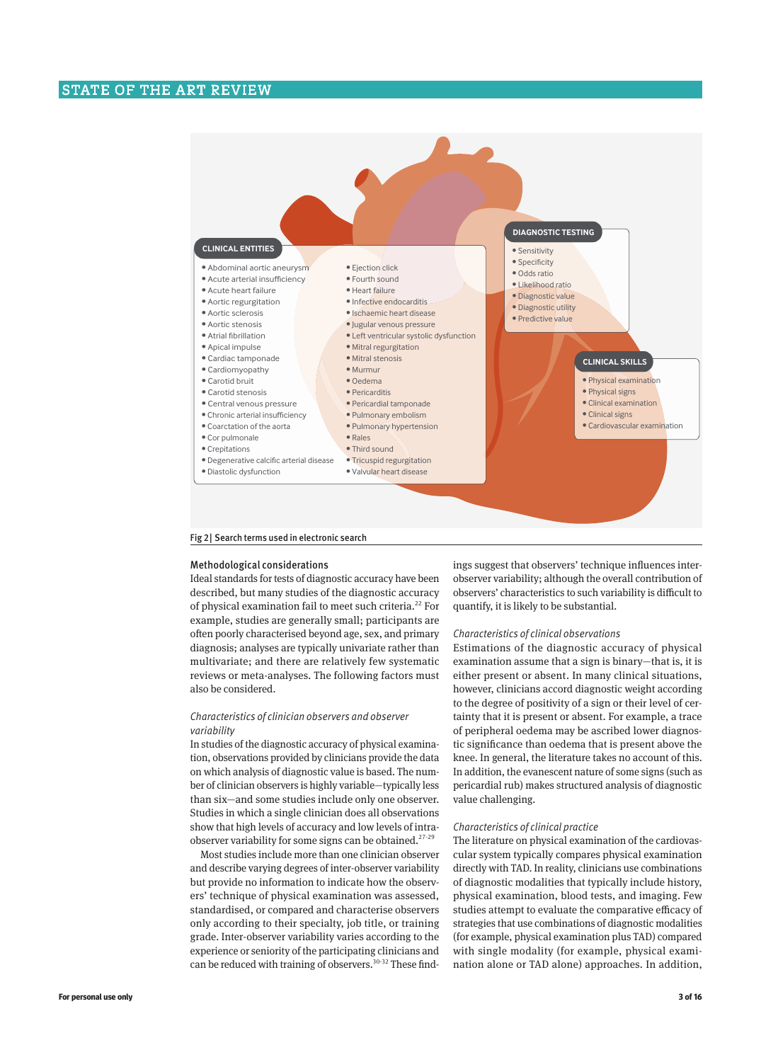CLINICAL ENTITIES

- Abdominal aortic aneurysm
- Acute arterial insufficiency
- Acute heart failure
- Aortic regurgitation
- Aortic sclerosis
- Aortic stenosis
- Atrial fibrillation
- Apical impulse
- Cardiac tamponade
- Cardiomyopathy
- Carotid bruit
- Carotid stenosis
- Central venous pressure
- Chronic arterial insufficiency
- Coarctation of the aorta
- Cor pulmonale
- Crepitations
- Degenerative calcific arterial disease
- Diastolic dysfunction
- Ejection click
- Fourth sound
- Heart failure
- Infective endocarditis
- Ischaemic heart disease
- Jugular venous pressure
- Left ventricular systolic dysfunction
- Mitral regurgitation
- Mitral stenosis
- Murmur
- Oedema
- Pericarditis
- Pericardial tamponade
- Pulmonary embolism
- Pulmonary hypertension
- Rales
- Third sound
- Tricuspid regurgitation
- Valvular heart disease

DIAGNOSTIC TESTING

- Sensitivity
- Specificity
- Odds ratio
- Likelihood ratio
- Diagnostic value
- Diagnostic utility
- Predictive value

CLINICAL SKILLS

- Physical examination
- Physical signs
- Clinical examination
- Clinical signs
- Cardiovascular examination

Fig 2 | Search terms used in electronic search

## Methodological considerations

Ideal standards for tests of diagnostic accuracy have been described, but many studies of the diagnostic accuracy of physical examination fail to meet such criteria.[22] For example, studies are generally small; participants are often poorly characterised beyond age, sex, and primary diagnosis; analyses are typically univariate rather than multivariate; and there are relatively few systematic reviews or meta-analyses. The following factors must also be considered.

### *Characteristics of clinician observers and observer variability*

In studies of the diagnostic accuracy of physical examination, observations provided by clinicians provide the data on which analysis of diagnostic value is based. The number of clinician observers is highly variable—typically less than six—and some studies include only one observer. Studies in which a single clinician does all observations show that high levels of accuracy and low levels of intra-observer variability for some signs can be obtained.[27-29]

Most studies include more than one clinician observer and describe varying degrees of inter-observer variability but provide no information to indicate how the observers' technique of physical examination was assessed, standardised, or compared and characterise observers only according to their specialty, job title, or training grade. Inter-observer variability varies according to the experience or seniority of the participating clinicians and can be reduced with training of observers.[30-32] These findings suggest that observers' technique influences inter-observer variability; although the overall contribution of observers' characteristics to such variability is difficult to quantify, it is likely to be substantial.

### *Characteristics of clinical observations*

Estimations of the diagnostic accuracy of physical examination assume that a sign is binary—that is, it is either present or absent. In many clinical situations, however, clinicians accord diagnostic weight according to the degree of positivity of a sign or their level of certainty that it is present or absent. For example, a trace of peripheral oedema may be ascribed lower diagnostic significance than oedema that is present above the knee. In general, the literature takes no account of this. In addition, the evanescent nature of some signs (such as pericardial rub) makes structured analysis of diagnostic value challenging.

### *Characteristics of clinical practice*

The literature on physical examination of the cardiovascular system typically compares physical examination directly with TAD. In reality, clinicians use combinations of diagnostic modalities that typically include history, physical examination, blood tests, and imaging. Few studies attempt to evaluate the comparative efficacy of strategies that use combinations of diagnostic modalities (for example, physical examination plus TAD) compared with single modality (for example, physical examination alone or TAD alone) approaches. In addition,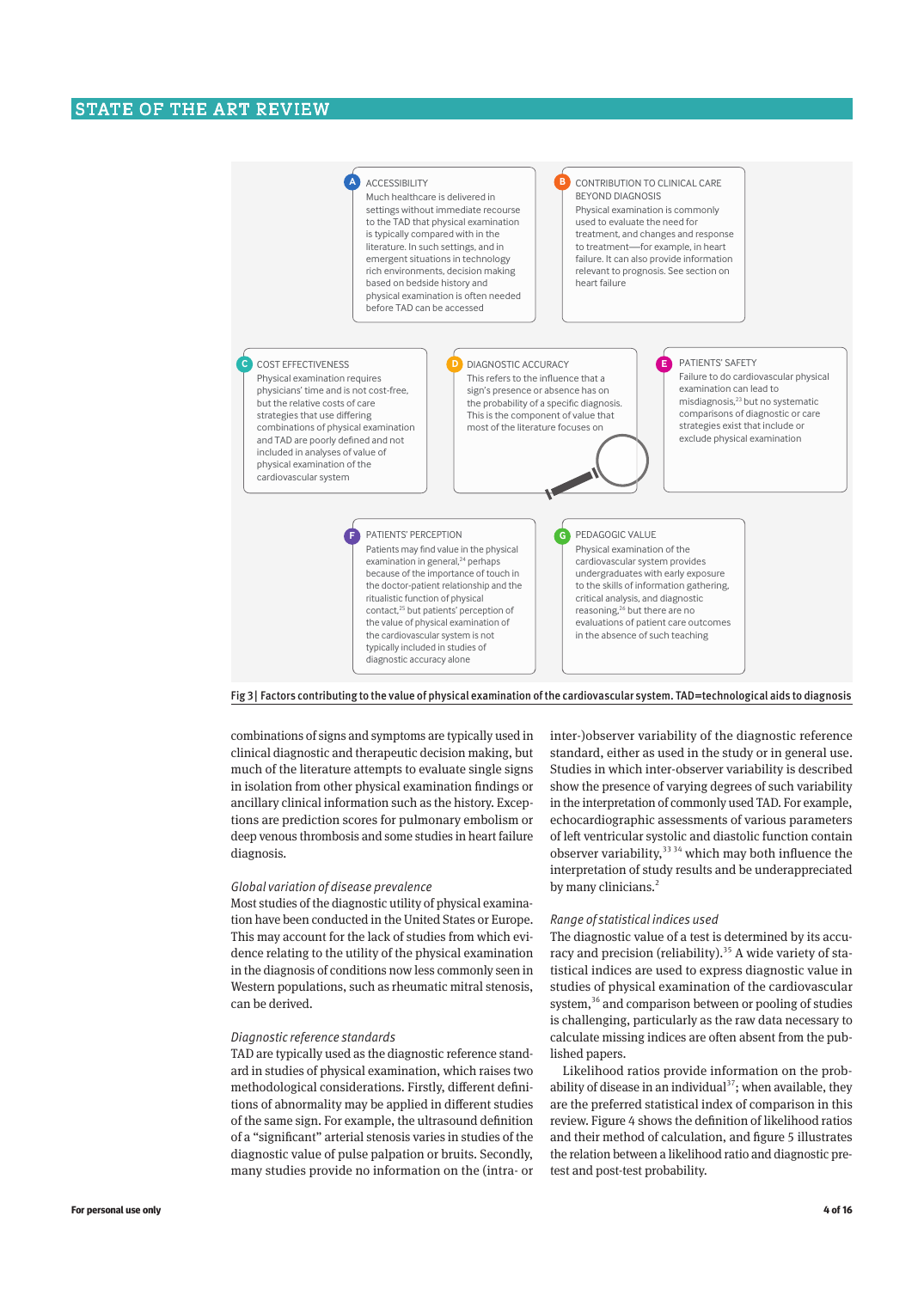A ACCESSIBILITY
Much healthcare is delivered in settings without immediate recourse to the TAD that physical examination is typically compared with in the literature. In such settings, and in emergent situations in technology rich environments, decision making based on bedside history and physical examination is often needed before TAD can be accessed

B CONTRIBUTION TO CLINICAL CARE BEYOND DIAGNOSIS
Physical examination is commonly used to evaluate the need for treatment, and changes and response to treatment—for example, in heart failure. It can also provide information relevant to prognosis. See section on heart failure

C COST EFFECTIVENESS
Physical examination requires physicians' time and is not cost-free, but the relative costs of care strategies that use differing combinations of physical examination and TAD are poorly defined and not included in analyses of value of physical examination of the cardiovascular system

D DIAGNOSTIC ACCURACY
This refers to the influence that a sign's presence or absence has on the probability of a specific diagnosis. This is the component of value that most of the literature focuses on

E PATIENTS' SAFETY
Failure to do cardiovascular physical examination can lead to misdiagnosis,[23] but no systematic comparisons of diagnostic or care strategies exist that include or exclude physical examination

F PATIENTS' PERCEPTION
Patients may find value in the physical examination in general,[24] perhaps because of the importance of touch in the doctor-patient relationship and the ritualistic function of physical contact,[25] but patients' perception of the value of physical examination of the cardiovascular system is not typically included in studies of diagnostic accuracy alone

G PEDAGOGIC VALUE
Physical examination of the cardiovascular system provides undergraduates with early exposure to the skills of information gathering, critical analysis, and diagnostic reasoning,[26] but there are no evaluations of patient care outcomes in the absence of such teaching

**Fig 3 | Factors contributing to the value of physical examination of the cardiovascular system. TAD=technological aids to diagnosis**

combinations of signs and symptoms are typically used in clinical diagnostic and therapeutic decision making, but much of the literature attempts to evaluate single signs in isolation from other physical examination findings or ancillary clinical information such as the history. Exceptions are prediction scores for pulmonary embolism or deep venous thrombosis and some studies in heart failure diagnosis.

*Global variation of disease prevalence*

Most studies of the diagnostic utility of physical examination have been conducted in the United States or Europe. This may account for the lack of studies from which evidence relating to the utility of the physical examination in the diagnosis of conditions now less commonly seen in Western populations, such as rheumatic mitral stenosis, can be derived.

*Diagnostic reference standards*

TAD are typically used as the diagnostic reference standard in studies of physical examination, which raises two methodological considerations. Firstly, different definitions of abnormality may be applied in different studies of the same sign. For example, the ultrasound definition of a "significant" arterial stenosis varies in studies of the diagnostic value of pulse palpation or bruits. Secondly, many studies provide no information on the (intra- or inter-)observer variability of the diagnostic reference standard, either as used in the study or in general use. Studies in which inter-observer variability is described show the presence of varying degrees of such variability in the interpretation of commonly used TAD. For example, echocardiographic assessments of various parameters of left ventricular systolic and diastolic function contain observer variability,[33 34] which may both influence the interpretation of study results and be underappreciated by many clinicians.[2]

*Range of statistical indices used*

The diagnostic value of a test is determined by its accuracy and precision (reliability).[35] A wide variety of statistical indices are used to express diagnostic value in studies of physical examination of the cardiovascular system,[36] and comparison between or pooling of studies is challenging, particularly as the raw data necessary to calculate missing indices are often absent from the published papers.

Likelihood ratios provide information on the probability of disease in an individual[37]; when available, they are the preferred statistical index of comparison in this review. Figure 4 shows the definition of likelihood ratios and their method of calculation, and figure 5 illustrates the relation between a likelihood ratio and diagnostic pre-test and post-test probability.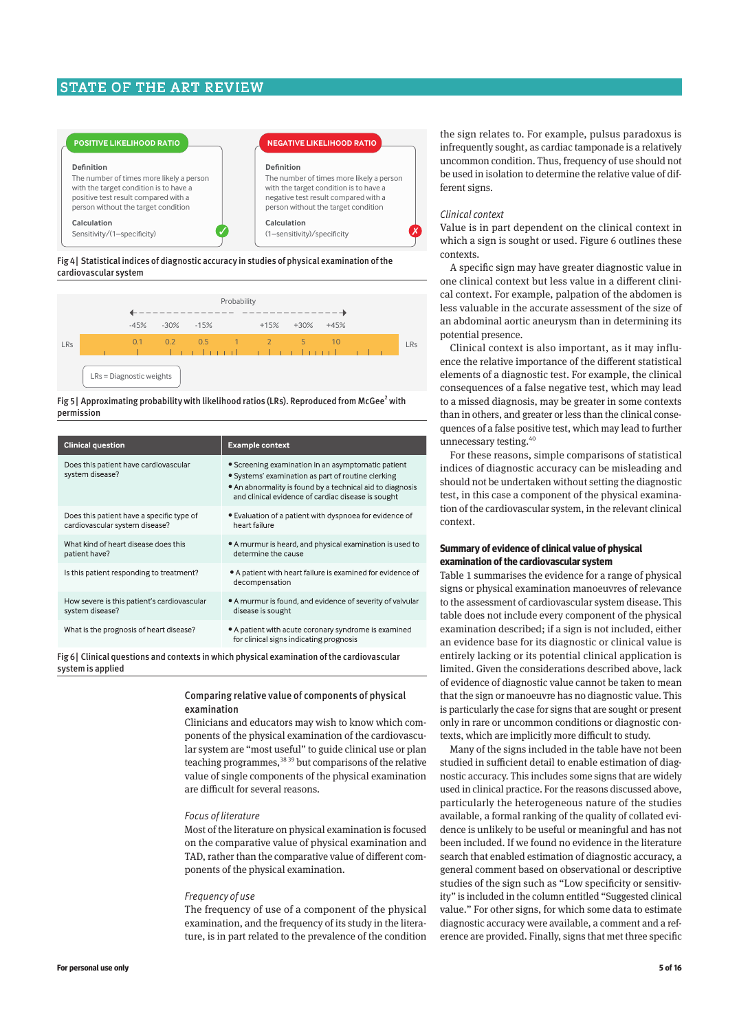**POSITIVE LIKELIHOOD RATIO**

**Definition**
The number of times more likely a person with the target condition is to have a positive test result compared with a person without the target condition

**Calculation**
Sensitivity/(1−specificity)

**NEGATIVE LIKELIHOOD RATIO**

**Definition**
The number of times more likely a person with the target condition is to have a negative test result compared with a person without the target condition

**Calculation**
(1−sensitivity)/specificity

Fig 4 | Statistical indices of diagnostic accuracy in studies of physical examination of the cardiovascular system

Probability

| | -45% | -30% | -15% | | +15% | +30% | +45% | |
|---|---|---|---|---|---|---|---|---|
| LRs | 0.1 | 0.2 | 0.5 | 1 | 2 | 5 | 10 | LRs |

LRs = Diagnostic weights

Fig 5 | Approximating probability with likelihood ratios (LRs). Reproduced from McGee[2] with permission

| Clinical question | Example context |
|---|---|
| Does this patient have cardiovascular system disease? | • Screening examination in an asymptomatic patient<br>• Systems' examination as part of routine clerking<br>• An abnormality is found by a technical aid to diagnosis and clinical evidence of cardiac disease is sought |
| Does this patient have a specific type of cardiovascular system disease? | • Evaluation of a patient with dyspnoea for evidence of heart failure |
| What kind of heart disease does this patient have? | • A murmur is heard, and physical examination is used to determine the cause |
| Is this patient responding to treatment? | • A patient with heart failure is examined for evidence of decompensation |
| How severe is this patient's cardiovascular system disease? | • A murmur is found, and evidence of severity of valvular disease is sought |
| What is the prognosis of heart disease? | • A patient with acute coronary syndrome is examined for clinical signs indicating prognosis |

Fig 6 | Clinical questions and contexts in which physical examination of the cardiovascular system is applied

### Comparing relative value of components of physical examination

Clinicians and educators may wish to know which components of the physical examination of the cardiovascular system are "most useful" to guide clinical use or plan teaching programmes,[38 39] but comparisons of the relative value of single components of the physical examination are difficult for several reasons.

*Focus of literature*

Most of the literature on physical examination is focused on the comparative value of physical examination and TAD, rather than the comparative value of different components of the physical examination.

*Frequency of use*

The frequency of use of a component of the physical examination, and the frequency of its study in the literature, is in part related to the prevalence of the condition the sign relates to. For example, pulsus paradoxus is infrequently sought, as cardiac tamponade is a relatively uncommon condition. Thus, frequency of use should not be used in isolation to determine the relative value of different signs.

*Clinical context*

Value is in part dependent on the clinical context in which a sign is sought or used. Figure 6 outlines these contexts.

A specific sign may have greater diagnostic value in one clinical context but less value in a different clinical context. For example, palpation of the abdomen is less valuable in the accurate assessment of the size of an abdominal aortic aneurysm than in determining its potential presence.

Clinical context is also important, as it may influence the relative importance of the different statistical elements of a diagnostic test. For example, the clinical consequences of a false negative test, which may lead to a missed diagnosis, may be greater in some contexts than in others, and greater or less than the clinical consequences of a false positive test, which may lead to further unnecessary testing.[40]

For these reasons, simple comparisons of statistical indices of diagnostic accuracy can be misleading and should not be undertaken without setting the diagnostic test, in this case a component of the physical examination of the cardiovascular system, in the relevant clinical context.

### Summary of evidence of clinical value of physical examination of the cardiovascular system

Table 1 summarises the evidence for a range of physical signs or physical examination manoeuvres of relevance to the assessment of cardiovascular system disease. This table does not include every component of the physical examination described; if a sign is not included, either an evidence base for its diagnostic or clinical value is entirely lacking or its potential clinical application is limited. Given the considerations described above, lack of evidence of diagnostic value cannot be taken to mean that the sign or manoeuvre has no clinical value. This is particularly the case for signs that are sought or present only in rare or uncommon conditions or diagnostic contexts, which are implicitly more difficult to study.

Many of the signs included in the table have not been studied in sufficient detail to enable estimation of diagnostic accuracy. This includes some signs that are widely used in clinical practice. For the reasons discussed above, particularly the heterogeneous nature of the studies available, a formal ranking of the quality of collated evidence is unlikely to be useful or meaningful and has not been included. If we found no evidence in the literature search that enabled estimation of diagnostic accuracy, a general comment based on observational or descriptive studies of the sign such as "Low specificity or sensitivity" is included in the column entitled "Suggested clinical value." For other signs, for which some data to estimate diagnostic accuracy were available, a comment and a reference are provided. Finally, signs that met three specific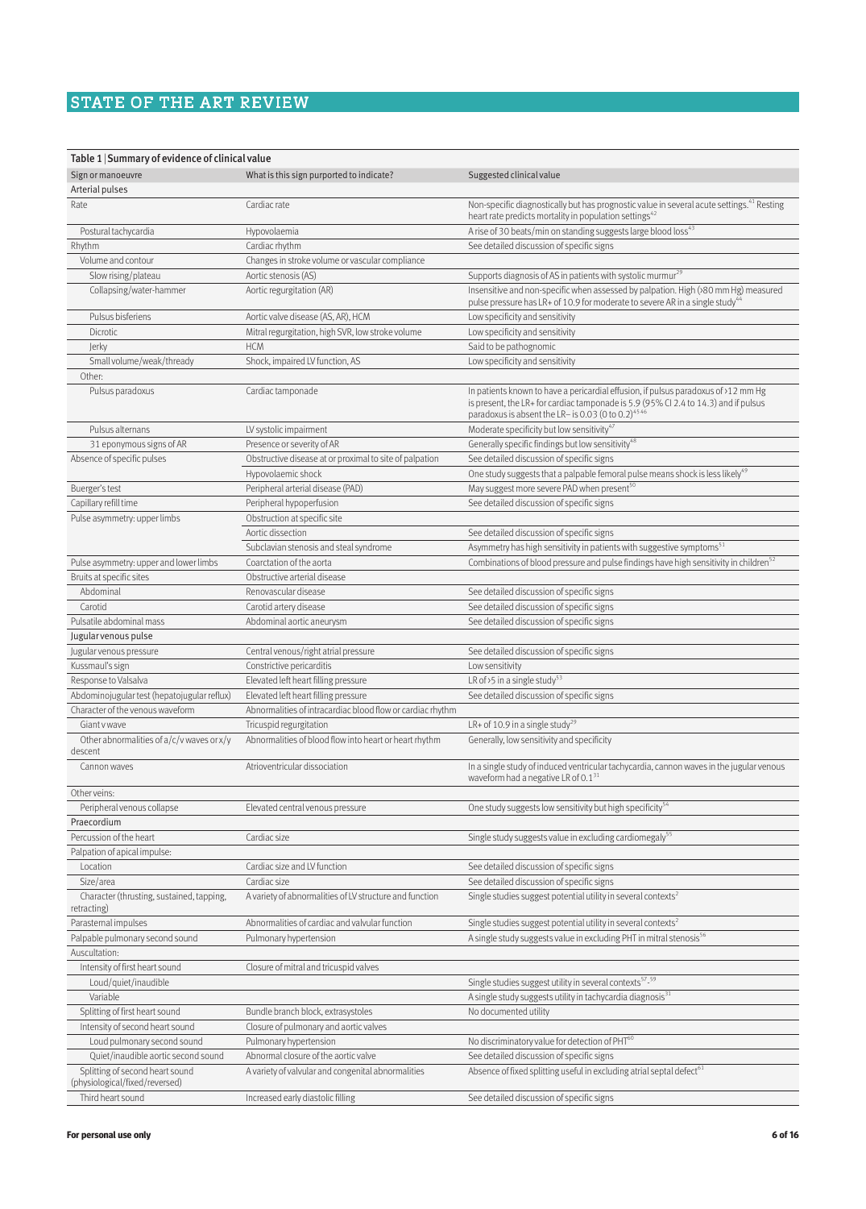**Table 1 | Summary of evidence of clinical value**

| Sign or manoeuvre | What is this sign purported to indicate? | Suggested clinical value |
|---|---|---|
| **Arterial pulses** | | |
| Rate | Cardiac rate | Non-specific diagnostically but has prognostic value in several acute settings.[41] Resting heart rate predicts mortality in population settings[42] |
| Postural tachycardia | Hypovolaemia | A rise of 30 beats/min on standing suggests large blood loss[43] |
| Rhythm | Cardiac rhythm | See detailed discussion of specific signs |
| Volume and contour | Changes in stroke volume or vascular compliance | |
| Slow rising/plateau | Aortic stenosis (AS) | Supports diagnosis of AS in patients with systolic murmur[29] |
| Collapsing/water-hammer | Aortic regurgitation (AR) | Insensitive and non-specific when assessed by palpation. High (>80 mm Hg) measured pulse pressure has LR+ of 10.9 for moderate to severe AR in a single study[44] |
| Pulsus bisferiens | Aortic valve disease (AS, AR), HCM | Low specificity and sensitivity |
| Dicrotic | Mitral regurgitation, high SVR, low stroke volume | Low specificity and sensitivity |
| Jerky | HCM | Said to be pathognomic |
| Small volume/weak/thready | Shock, impaired LV function, AS | Low specificity and sensitivity |
| Other: | | |
| Pulsus paradoxus | Cardiac tamponade | In patients known to have a pericardial effusion, if pulsus paradoxus of >12 mm Hg is present, the LR+ for cardiac tamponade is 5.9 (95% CI 2.4 to 14.3) and if pulsus paradoxus is absent the LR− is 0.03 (0 to 0.2)[45,46] |
| Pulsus alternans | LV systolic impairment | Moderate specificity but low sensitivity[47] |
| 31 eponymous signs of AR | Presence or severity of AR | Generally specific findings but low sensitivity[48] |
| Absence of specific pulses | Obstructive disease at or proximal to site of palpation | See detailed discussion of specific signs |
| | Hypovolaemic shock | One study suggests that a palpable femoral pulse means shock is less likely[49] |
| Buerger's test | Peripheral arterial disease (PAD) | May suggest more severe PAD when present[50] |
| Capillary refill time | Peripheral hypoperfusion | See detailed discussion of specific signs |
| Pulse asymmetry: upper limbs | Obstruction at specific site | |
| | Aortic dissection | See detailed discussion of specific signs |
| | Subclavian stenosis and steal syndrome | Asymmetry has high sensitivity in patients with suggestive symptoms[51] |
| Pulse asymmetry: upper and lower limbs | Coarctation of the aorta | Combinations of blood pressure and pulse findings have high sensitivity in children[52] |
| Bruits at specific sites | Obstructive arterial disease | |
| Abdominal | Renovascular disease | See detailed discussion of specific signs |
| Carotid | Carotid artery disease | See detailed discussion of specific signs |
| Pulsatile abdominal mass | Abdominal aortic aneurysm | See detailed discussion of specific signs |
| **Jugular venous pulse** | | |
| Jugular venous pressure | Central venous/right atrial pressure | See detailed discussion of specific signs |
| Kussmaul's sign | Constrictive pericarditis | Low sensitivity |
| Response to Valsalva | Elevated left heart filling pressure | LR of >5 in a single study[53] |
| Abdominojugular test (hepatojugular reflux) | Elevated left heart filling pressure | See detailed discussion of specific signs |
| Character of the venous waveform | Abnormalities of intracardiac blood flow or cardiac rhythm | |
| Giant v wave | Tricuspid regurgitation | LR+ of 10.9 in a single study[29] |
| Other abnormalities of a/c/v waves or x/y descent | Abnormalities of blood flow into heart or heart rhythm | Generally, low sensitivity and specificity |
| Cannon waves | Atrioventricular dissociation | In a single study of induced ventricular tachycardia, cannon waves in the jugular venous waveform had a negative LR of 0.1[31] |
| Other veins: | | |
| Peripheral venous collapse | Elevated central venous pressure | One study suggests low sensitivity but high specificity[54] |
| **Praecordium** | | |
| Percussion of the heart | Cardiac size | Single study suggests value in excluding cardiomegaly[55] |
| Palpation of apical impulse: | | |
| Location | Cardiac size and LV function | See detailed discussion of specific signs |
| Size/area | Cardiac size | See detailed discussion of specific signs |
| Character (thrusting, sustained, tapping, retracting) | A variety of abnormalities of LV structure and function | Single studies suggest potential utility in several contexts[2] |
| Parasternal impulses | Abnormalities of cardiac and valvular function | Single studies suggest potential utility in several contexts[2] |
| Palpable pulmonary second sound | Pulmonary hypertension | A single study suggests value in excluding PHT in mitral stenosis[56] |
| Auscultation: | | |
| Intensity of first heart sound | Closure of mitral and tricuspid valves | |
| Loud/quiet/inaudible | | Single studies suggest utility in several contexts[57-59] |
| Variable | | A single study suggests utility in tachycardia diagnosis[31] |
| Splitting of first heart sound | Bundle branch block, extrasystoles | No documented utility |
| Intensity of second heart sound | Closure of pulmonary and aortic valves | |
| Loud pulmonary second sound | Pulmonary hypertension | No discriminatory value for detection of PHT[60] |
| Quiet/inaudible aortic second sound | Abnormal closure of the aortic valve | See detailed discussion of specific signs |
| Splitting of second heart sound (physiological/fixed/reversed) | A variety of valvular and congenital abnormalities | Absence of fixed splitting useful in excluding atrial septal defect[61] |
| Third heart sound | Increased early diastolic filling | See detailed discussion of specific signs |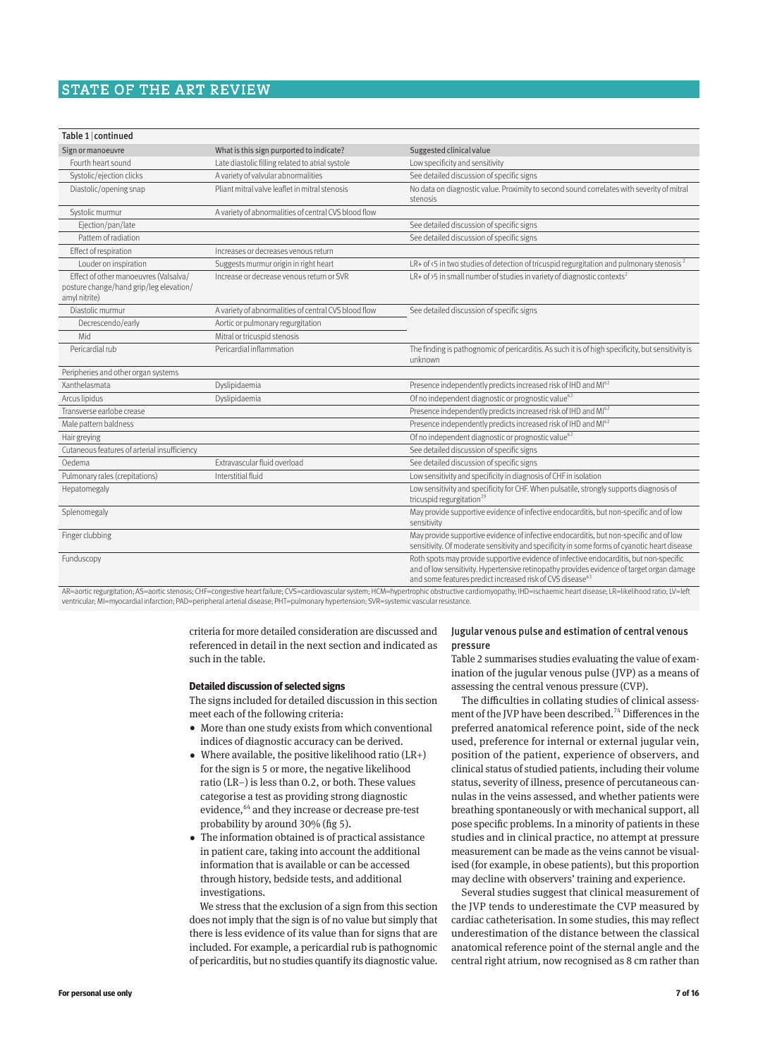Table 1 | continued

| Sign or manoeuvre | What is this sign purported to indicate? | Suggested clinical value |
|---|---|---|
| Fourth heart sound | Late diastolic filling related to atrial systole | Low specificity and sensitivity |
| Systolic/ejection clicks | A variety of valvular abnormalities | See detailed discussion of specific signs |
| Diastolic/opening snap | Pliant mitral valve leaflet in mitral stenosis | No data on diagnostic value. Proximity to second sound correlates with severity of mitral stenosis |
| Systolic murmur | A variety of abnormalities of central CVS blood flow | |
| Ejection/pan/late | | See detailed discussion of specific signs |
| Pattern of radiation | | See detailed discussion of specific signs |
| Effect of respiration | Increases or decreases venous return | |
| Louder on inspiration | Suggests murmur origin in right heart | LR+ of <5 in two studies of detection of tricuspid regurgitation and pulmonary stenosis[2] |
| Effect of other manoeuvres (Valsalva/posture change/hand grip/leg elevation/amyl nitrite) | Increase or decrease venous return or SVR | LR+ of >5 in small number of studies in variety of diagnostic contexts[2] |
| Diastolic murmur | A variety of abnormalities of central CVS blood flow | See detailed discussion of specific signs |
| Decrescendo/early | Aortic or pulmonary regurgitation | |
| Mid | Mitral or tricuspid stenosis | |
| Pericardial rub | Pericardial inflammation | The finding is pathognomic of pericarditis. As such it is of high specificity, but sensitivity is unknown |
| Peripheries and other organ systems | | |
| Xanthelasmata | Dyslipidaemia | Presence independently predicts increased risk of IHD and MI[62] |
| Arcus lipidus | Dyslipidaemia | Of no independent diagnostic or prognostic value[62] |
| Transverse earlobe crease | | Presence independently predicts increased risk of IHD and MI[62] |
| Male pattern baldness | | Presence independently predicts increased risk of IHD and MI[62] |
| Hair greying | | Of no independent diagnostic or prognostic value[62] |
| Cutaneous features of arterial insufficiency | | See detailed discussion of specific signs |
| Oedema | Extravascular fluid overload | See detailed discussion of specific signs |
| Pulmonary rales (crepitations) | Interstitial fluid | Low sensitivity and specificity in diagnosis of CHF in isolation |
| Hepatomegaly | | Low sensitivity and specificity for CHF. When pulsatile, strongly supports diagnosis of tricuspid regurgitation[29] |
| Splenomegaly | | May provide supportive evidence of infective endocarditis, but non-specific and of low sensitivity |
| Finger clubbing | | May provide supportive evidence of infective endocarditis, but non-specific and of low sensitivity. Of moderate sensitivity and specificity in some forms of cyanotic heart disease |
| Funduscopy | | Roth spots may provide supportive evidence of infective endocarditis, but non-specific and of low sensitivity. Hypertensive retinopathy provides evidence of target organ damage and some features predict increased risk of CVS disease[63] |

AR=aortic regurgitation; AS=aortic stenosis; CHF=congestive heart failure; CVS=cardiovascular system; HCM=hypertrophic obstructive cardiomyopathy; IHD=ischaemic heart disease; LR=likelihood ratio; LV=left ventricular; MI=myocardial infarction; PAD=peripheral arterial disease; PHT=pulmonary hypertension; SVR=systemic vascular resistance.

criteria for more detailed consideration are discussed and referenced in detail in the next section and indicated as such in the table.

### Detailed discussion of selected signs

The signs included for detailed discussion in this section meet each of the following criteria:

- More than one study exists from which conventional indices of diagnostic accuracy can be derived.
- Where available, the positive likelihood ratio (LR+) for the sign is 5 or more, the negative likelihood ratio (LR−) is less than 0.2, or both. These values categorise a test as providing strong diagnostic evidence,[64] and they increase or decrease pre-test probability by around 30% (fig 5).
- The information obtained is of practical assistance in patient care, taking into account the additional information that is available or can be accessed through history, bedside tests, and additional investigations.

We stress that the exclusion of a sign from this section does not imply that the sign is of no value but simply that there is less evidence of its value than for signs that are included. For example, a pericardial rub is pathognomic of pericarditis, but no studies quantify its diagnostic value.

### Jugular venous pulse and estimation of central venous pressure

Table 2 summarises studies evaluating the value of examination of the jugular venous pulse (JVP) as a means of assessing the central venous pressure (CVP).

The difficulties in collating studies of clinical assessment of the JVP have been described.[74] Differences in the preferred anatomical reference point, side of the neck used, preference for internal or external jugular vein, position of the patient, experience of observers, and clinical status of studied patients, including their volume status, severity of illness, presence of percutaneous cannulas in the veins assessed, and whether patients were breathing spontaneously or with mechanical support, all pose specific problems. In a minority of patients in these studies and in clinical practice, no attempt at pressure measurement can be made as the veins cannot be visualised (for example, in obese patients), but this proportion may decline with observers' training and experience.

Several studies suggest that clinical measurement of the JVP tends to underestimate the CVP measured by cardiac catheterisation. In some studies, this may reflect underestimation of the distance between the classical anatomical reference point of the sternal angle and the central right atrium, now recognised as 8 cm rather than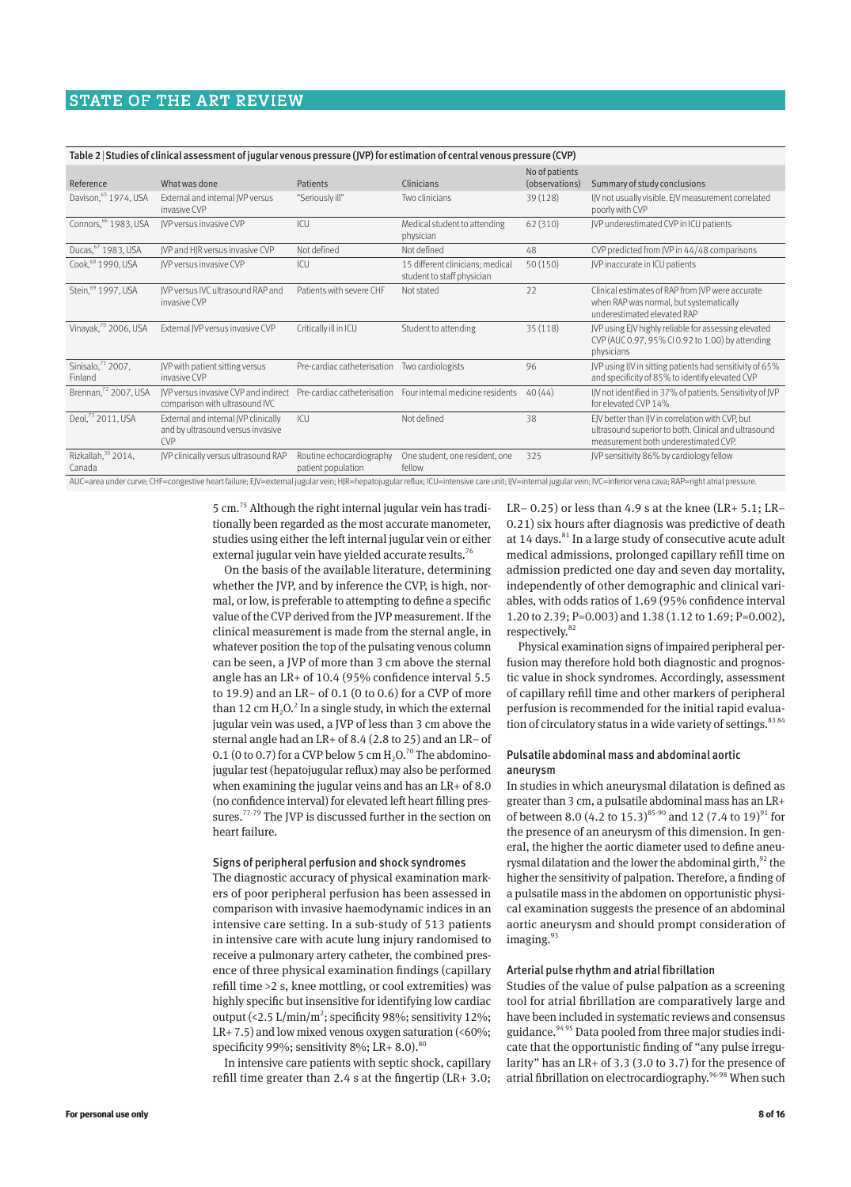Table 2 | Studies of clinical assessment of jugular venous pressure (JVP) for estimation of central venous pressure (CVP)

| Reference | What was done | Patients | Clinicians | No of patients (observations) | Summary of study conclusions |
|---|---|---|---|---|---|
| Davison,[65] 1974, USA | External and internal JVP versus invasive CVP | "Seriously ill" | Two clinicians | 39 (128) | IJV not usually visible. EJV measurement correlated poorly with CVP |
| Connors,[66] 1983, USA | JVP versus invasive CVP | ICU | Medical student to attending physician | 62 (310) | JVP underestimated CVP in ICU patients |
| Ducas,[67] 1983, USA | JVP and HJR versus invasive CVP | Not defined | Not defined | 48 | CVP predicted from JVP in 44/48 comparisons |
| Cook,[68] 1990, USA | JVP versus invasive CVP | ICU | 15 different clinicians; medical student to staff physician | 50 (150) | JVP inaccurate in ICU patients |
| Stein,[69] 1997, USA | JVP versus IVC ultrasound RAP and invasive CVP | Patients with severe CHF | Not stated | 22 | Clinical estimates of RAP from JVP were accurate when RAP was normal, but systematically underestimated elevated RAP |
| Vinayak,[70] 2006, USA | External JVP versus invasive CVP | Critically ill in ICU | Student to attending | 35 (118) | JVP using EJV highly reliable for assessing elevated CVP (AUC 0.97, 95% CI 0.92 to 1.00) by attending physicians |
| Sinisalo,[71] 2007, Finland | JVP with patient sitting versus invasive CVP | Pre-cardiac catheterisation | Two cardiologists | 96 | JVP using IJV in sitting patients had sensitivity of 65% and specificity of 85% to identify elevated CVP |
| Brennan,[72] 2007, USA | JVP versus invasive CVP and indirect comparison with ultrasound IVC | Pre-cardiac catheterisation | Four internal medicine residents | 40 (44) | IJV not identified in 37% of patients. Sensitivity of JVP for elevated CVP 14% |
| Deol,[73] 2011, USA | External and internal JVP clinically and by ultrasound versus invasive CVP | ICU | Not defined | 38 | EJV better than IJV in correlation with CVP, but ultrasound superior to both. Clinical and ultrasound measurement both underestimated CVP. |
| Rizkallah,[30] 2014, Canada | JVP clinically versus ultrasound RAP | Routine echocardiography patient population | One student, one resident, one fellow | 325 | JVP sensitivity 86% by cardiology fellow |

AUC=area under curve; CHF=congestive heart failure; EJV=external jugular vein; HJR=hepatojugular reflux; ICU=intensive care unit; IJV=internal jugular vein; IVC=inferior vena cava; RAP=right atrial pressure.

5 cm.[75] Although the right internal jugular vein has traditionally been regarded as the most accurate manometer, studies using either the left internal jugular vein or either external jugular vein have yielded accurate results.[76]

On the basis of the available literature, determining whether the JVP, and by inference the CVP, is high, normal, or low, is preferable to attempting to define a specific value of the CVP derived from the JVP measurement. If the clinical measurement is made from the sternal angle, in whatever position the top of the pulsating venous column can be seen, a JVP of more than 3 cm above the sternal angle has an LR+ of 10.4 (95% confidence interval 5.5 to 19.9) and an LR− of 0.1 (0 to 0.6) for a CVP of more than 12 cm $H_2O$.[2] In a single study, in which the external jugular vein was used, a JVP of less than 3 cm above the sternal angle had an LR+ of 8.4 (2.8 to 25) and an LR− of 0.1 (0 to 0.7) for a CVP below 5 cm $H_2O$.[70] The abdominojugular test (hepatojugular reflux) may also be performed when examining the jugular veins and has an LR+ of 8.0 (no confidence interval) for elevated left heart filling pressures.[77-79] The JVP is discussed further in the section on heart failure.

### Signs of peripheral perfusion and shock syndromes

The diagnostic accuracy of physical examination markers of poor peripheral perfusion has been assessed in comparison with invasive haemodynamic indices in an intensive care setting. In a sub-study of 513 patients in intensive care with acute lung injury randomised to receive a pulmonary artery catheter, the combined presence of three physical examination findings (capillary refill time >2 s, knee mottling, or cool extremities) was highly specific but insensitive for identifying low cardiac output (<2.5 L/min/$m^2$; specificity 98%; sensitivity 12%; LR+ 7.5) and low mixed venous oxygen saturation (<60%; specificity 99%; sensitivity 8%; LR+ 8.0).[80]

In intensive care patients with septic shock, capillary refill time greater than 2.4 s at the fingertip (LR+ 3.0; LR− 0.25) or less than 4.9 s at the knee (LR+ 5.1; LR− 0.21) six hours after diagnosis was predictive of death at 14 days.[81] In a large study of consecutive acute adult medical admissions, prolonged capillary refill time on admission predicted one day and seven day mortality, independently of other demographic and clinical variables, with odds ratios of 1.69 (95% confidence interval 1.20 to 2.39; P=0.003) and 1.38 (1.12 to 1.69; P=0.002), respectively.[82]

Physical examination signs of impaired peripheral perfusion may therefore hold both diagnostic and prognostic value in shock syndromes. Accordingly, assessment of capillary refill time and other markers of peripheral perfusion is recommended for the initial rapid evaluation of circulatory status in a wide variety of settings.[83 84]

### Pulsatile abdominal mass and abdominal aortic aneurysm

In studies in which aneurysmal dilatation is defined as greater than 3 cm, a pulsatile abdominal mass has an LR+ of between 8.0 (4.2 to 15.3)[85-90] and 12 (7.4 to 19)[91] for the presence of an aneurysm of this dimension. In general, the higher the aortic diameter used to define aneurysmal dilatation and the lower the abdominal girth,[92] the higher the sensitivity of palpation. Therefore, a finding of a pulsatile mass in the abdomen on opportunistic physical examination suggests the presence of an abdominal aortic aneurysm and should prompt consideration of imaging.[93]

### Arterial pulse rhythm and atrial fibrillation

Studies of the value of pulse palpation as a screening tool for atrial fibrillation are comparatively large and have been included in systematic reviews and consensus guidance.[94 95] Data pooled from three major studies indicate that the opportunistic finding of "any pulse irregularity" has an LR+ of 3.3 (3.0 to 3.7) for the presence of atrial fibrillation on electrocardiography.[96-98] When such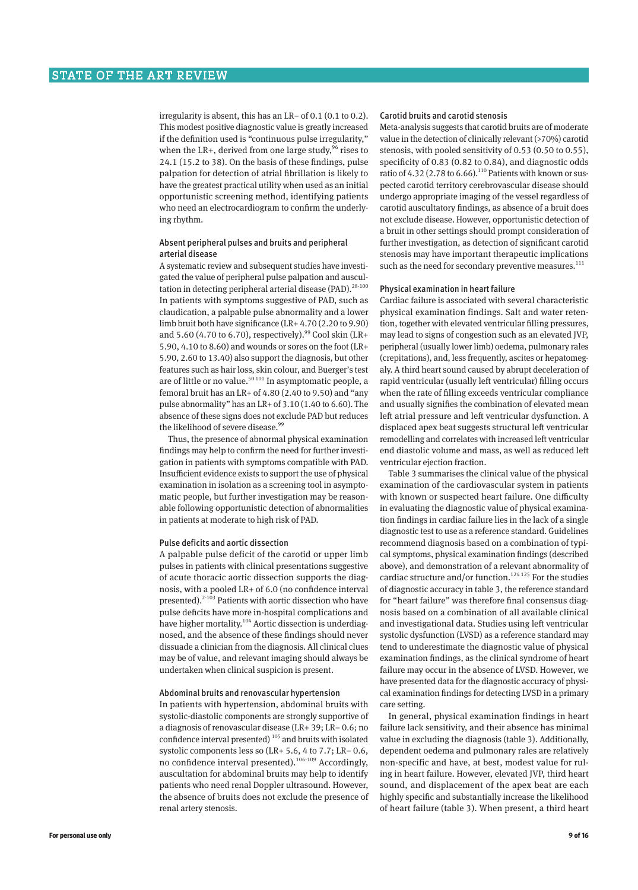irregularity is absent, this has an LR– of 0.1 (0.1 to 0.2). This modest positive diagnostic value is greatly increased if the definition used is "continuous pulse irregularity," when the LR+, derived from one large study,[96] rises to 24.1 (15.2 to 38). On the basis of these findings, pulse palpation for detection of atrial fibrillation is likely to have the greatest practical utility when used as an initial opportunistic screening method, identifying patients who need an electrocardiogram to confirm the underlying rhythm.

### Absent peripheral pulses and bruits and peripheral arterial disease

A systematic review and subsequent studies have investigated the value of peripheral pulse palpation and auscultation in detecting peripheral arterial disease (PAD).[28-100] In patients with symptoms suggestive of PAD, such as claudication, a palpable pulse abnormality and a lower limb bruit both have significance (LR+ 4.70 (2.20 to 9.90) and 5.60 (4.70 to 6.70), respectively).[99] Cool skin (LR+ 5.90, 4.10 to 8.60) and wounds or sores on the foot (LR+ 5.90, 2.60 to 13.40) also support the diagnosis, but other features such as hair loss, skin colour, and Buerger's test are of little or no value.[50 101] In asymptomatic people, a femoral bruit has an LR+ of 4.80 (2.40 to 9.50) and "any pulse abnormality" has an LR+ of 3.10 (1.40 to 6.60). The absence of these signs does not exclude PAD but reduces the likelihood of severe disease.[99]

Thus, the presence of abnormal physical examination findings may help to confirm the need for further investigation in patients with symptoms compatible with PAD. Insufficient evidence exists to support the use of physical examination in isolation as a screening tool in asymptomatic people, but further investigation may be reasonable following opportunistic detection of abnormalities in patients at moderate to high risk of PAD.

### Pulse deficits and aortic dissection

A palpable pulse deficit of the carotid or upper limb pulses in patients with clinical presentations suggestive of acute thoracic aortic dissection supports the diagnosis, with a pooled LR+ of 6.0 (no confidence interval presented).[2-103] Patients with aortic dissection who have pulse deficits have more in-hospital complications and have higher mortality.[104] Aortic dissection is underdiagnosed, and the absence of these findings should never dissuade a clinician from the diagnosis. All clinical clues may be of value, and relevant imaging should always be undertaken when clinical suspicion is present.

### Abdominal bruits and renovascular hypertension

In patients with hypertension, abdominal bruits with systolic-diastolic components are strongly supportive of a diagnosis of renovascular disease (LR+ 39; LR– 0.6; no confidence interval presented) [105] and bruits with isolated systolic components less so (LR+ 5.6, 4 to 7.7; LR– 0.6, no confidence interval presented).[106-109] Accordingly, auscultation for abdominal bruits may help to identify patients who need renal Doppler ultrasound. However, the absence of bruits does not exclude the presence of renal artery stenosis.

### Carotid bruits and carotid stenosis

Meta-analysis suggests that carotid bruits are of moderate value in the detection of clinically relevant (>70%) carotid stenosis, with pooled sensitivity of 0.53 (0.50 to 0.55), specificity of 0.83 (0.82 to 0.84), and diagnostic odds ratio of 4.32 (2.78 to 6.66).[110] Patients with known or suspected carotid territory cerebrovascular disease should undergo appropriate imaging of the vessel regardless of carotid auscultatory findings, as absence of a bruit does not exclude disease. However, opportunistic detection of a bruit in other settings should prompt consideration of further investigation, as detection of significant carotid stenosis may have important therapeutic implications such as the need for secondary preventive measures.[111]

### Physical examination in heart failure

Cardiac failure is associated with several characteristic physical examination findings. Salt and water retention, together with elevated ventricular filling pressures, may lead to signs of congestion such as an elevated JVP, peripheral (usually lower limb) oedema, pulmonary rales (crepitations), and, less frequently, ascites or hepatomegaly. A third heart sound caused by abrupt deceleration of rapid ventricular (usually left ventricular) filling occurs when the rate of filling exceeds ventricular compliance and usually signifies the combination of elevated mean left atrial pressure and left ventricular dysfunction. A displaced apex beat suggests structural left ventricular remodelling and correlates with increased left ventricular end diastolic volume and mass, as well as reduced left ventricular ejection fraction.

Table 3 summarises the clinical value of the physical examination of the cardiovascular system in patients with known or suspected heart failure. One difficulty in evaluating the diagnostic value of physical examination findings in cardiac failure lies in the lack of a single diagnostic test to use as a reference standard. Guidelines recommend diagnosis based on a combination of typical symptoms, physical examination findings (described above), and demonstration of a relevant abnormality of cardiac structure and/or function.[124 125] For the studies of diagnostic accuracy in table 3, the reference standard for "heart failure" was therefore final consensus diagnosis based on a combination of all available clinical and investigational data. Studies using left ventricular systolic dysfunction (LVSD) as a reference standard may tend to underestimate the diagnostic value of physical examination findings, as the clinical syndrome of heart failure may occur in the absence of LVSD. However, we have presented data for the diagnostic accuracy of physical examination findings for detecting LVSD in a primary care setting.

In general, physical examination findings in heart failure lack sensitivity, and their absence has minimal value in excluding the diagnosis (table 3). Additionally, dependent oedema and pulmonary rales are relatively non-specific and have, at best, modest value for ruling in heart failure. However, elevated JVP, third heart sound, and displacement of the apex beat are each highly specific and substantially increase the likelihood of heart failure (table 3). When present, a third heart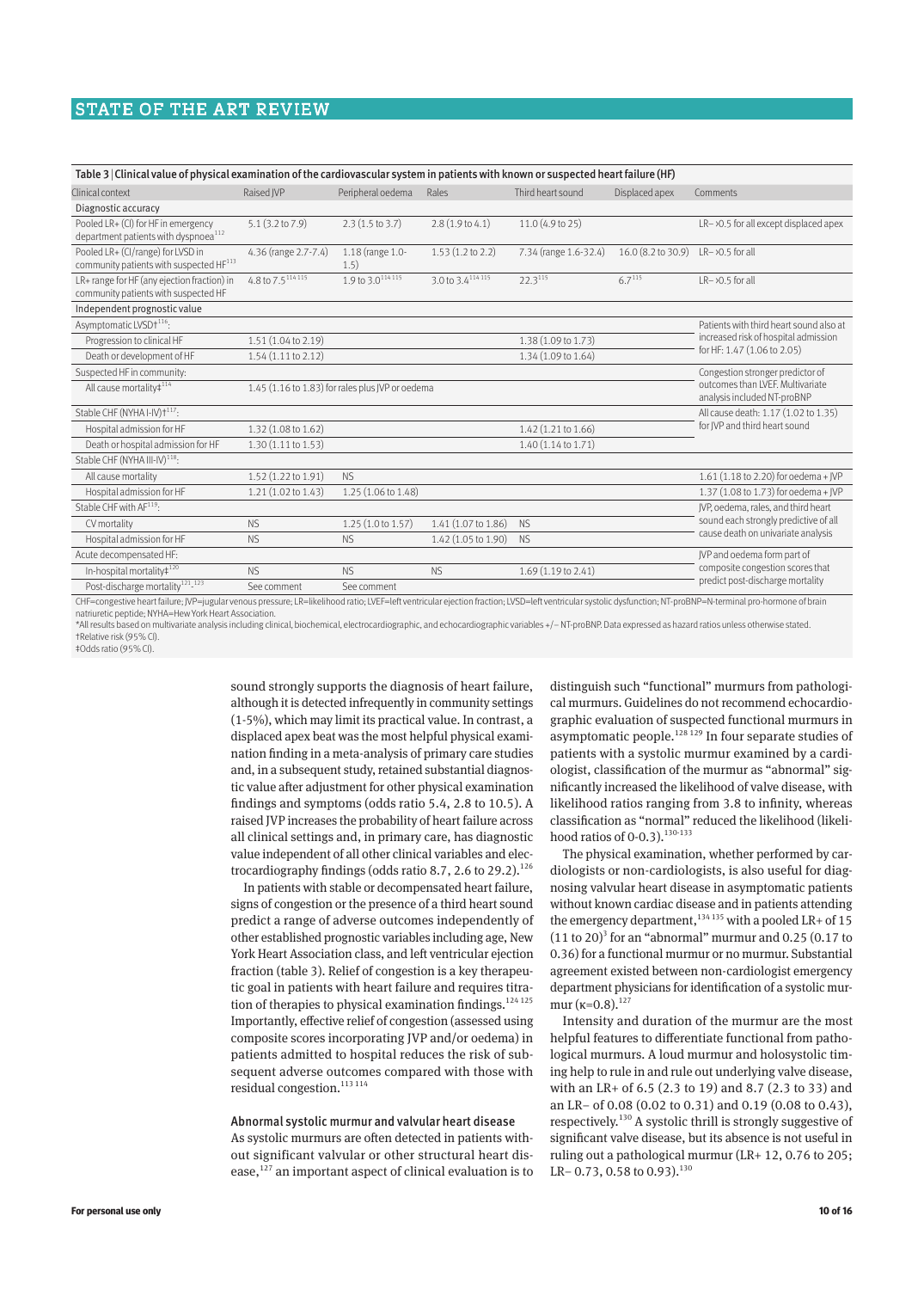Table 3 | Clinical value of physical examination of the cardiovascular system in patients with known or suspected heart failure (HF)

| Clinical context | Raised JVP | Peripheral oedema | Rales | Third heart sound | Displaced apex | Comments |
|---|---|---|---|---|---|---|
| **Diagnostic accuracy** | | | | | | |
| Pooled LR+ (CI) for HF in emergency department patients with dyspnoea[112] | 5.1 (3.2 to 7.9) | 2.3 (1.5 to 3.7) | 2.8 (1.9 to 4.1) | 11.0 (4.9 to 25) | | LR− >0.5 for all except displaced apex |
| Pooled LR+ (CI/range) for LVSD in community patients with suspected HF[113] | 4.36 (range 2.7-7.4) | 1.18 (range 1.0-1.5) | 1.53 (1.2 to 2.2) | 7.34 (range 1.6-32.4) | 16.0 (8.2 to 30.9) | LR− >0.5 for all |
| LR+ range for HF (any ejection fraction) in community patients with suspected HF | 4.8 to 7.5[114 115] | 1.9 to 3.0[114 115] | 3.0 to 3.4[114 115] | 22.3[115] | 6.7[115] | LR− >0.5 for all |
| **Independent prognostic value** | | | | | | |
| Asymptomatic LVSD†[116]: | | | | | | Patients with third heart sound also at increased risk of hospital admission for HF: 1.47 (1.06 to 2.05) |
| Progression to clinical HF | 1.51 (1.04 to 2.19) | | | 1.38 (1.09 to 1.73) | | |
| Death or development of HF | 1.54 (1.11 to 2.12) | | | 1.34 (1.09 to 1.64) | | |
| Suspected HF in community: | | | | | | Congestion stronger predictor of outcomes than LVEF. Multivariate analysis included NT-proBNP |
| All cause mortality‡[114] | 1.45 (1.16 to 1.83) for rales plus JVP or oedema | | | | | |
| Stable CHF (NYHA I-IV)†[117]: | | | | | | All cause death: 1.17 (1.02 to 1.35) for JVP and third heart sound |
| Hospital admission for HF | 1.32 (1.08 to 1.62) | | | 1.42 (1.21 to 1.66) | | |
| Death or hospital admission for HF | 1.30 (1.11 to 1.53) | | | 1.40 (1.14 to 1.71) | | |
| Stable CHF (NYHA III-IV)[118]: | | | | | | |
| All cause mortality | 1.52 (1.22 to 1.91) | NS | | | | 1.61 (1.18 to 2.20) for oedema + JVP |
| Hospital admission for HF | 1.21 (1.02 to 1.43) | 1.25 (1.06 to 1.48) | | | | 1.37 (1.08 to 1.73) for oedema + JVP |
| Stable CHF with AF[119]: | | | | | | JVP, oedema, rales, and third heart sound each strongly predictive of all cause death on univariate analysis |
| CV mortality | NS | 1.25 (1.0 to 1.57) | 1.41 (1.07 to 1.86) | NS | | |
| Hospital admission for HF | NS | NS | 1.42 (1.05 to 1.90) | NS | | |
| Acute decompensated HF: | | | | | | JVP and oedema form part of composite congestion scores that predict post-discharge mortality |
| In-hospital mortality‡[120] | NS | NS | NS | 1.69 (1.19 to 2.41) | | |
| Post-discharge mortality[121]-[123] | See comment | See comment | | | | |

CHF=congestive heart failure; JVP=jugular venous pressure; LR=likelihood ratio; LVEF=left ventricular ejection fraction; LVSD=left ventricular systolic dysfunction; NT-proBNP=N-terminal pro-hormone of brain natriuretic peptide; NYHA=New York Heart Association.
*All results based on multivariate analysis including clinical, biochemical, electrocardiographic, and echocardiographic variables +/− NT-proBNP. Data expressed as hazard ratios unless otherwise stated.
†Relative risk (95% CI).
‡Odds ratio (95% CI).

sound strongly supports the diagnosis of heart failure, although it is detected infrequently in community settings (1-5%), which may limit its practical value. In contrast, a displaced apex beat was the most helpful physical examination finding in a meta-analysis of primary care studies and, in a subsequent study, retained substantial diagnostic value after adjustment for other physical examination findings and symptoms (odds ratio 5.4, 2.8 to 10.5). A raised JVP increases the probability of heart failure across all clinical settings and, in primary care, has diagnostic value independent of all other clinical variables and electrocardiography findings (odds ratio 8.7, 2.6 to 29.2).[126]

In patients with stable or decompensated heart failure, signs of congestion or the presence of a third heart sound predict a range of adverse outcomes independently of other established prognostic variables including age, New York Heart Association class, and left ventricular ejection fraction (table 3). Relief of congestion is a key therapeutic goal in patients with heart failure and requires titration of therapies to physical examination findings.[124 125] Importantly, effective relief of congestion (assessed using composite scores incorporating JVP and/or oedema) in patients admitted to hospital reduces the risk of subsequent adverse outcomes compared with those with residual congestion.[113 114]

### Abnormal systolic murmur and valvular heart disease

As systolic murmurs are often detected in patients without significant valvular or other structural heart disease,[127] an important aspect of clinical evaluation is to distinguish such "functional" murmurs from pathological murmurs. Guidelines do not recommend echocardiographic evaluation of suspected functional murmurs in asymptomatic people.[128 129] In four separate studies of patients with a systolic murmur examined by a cardiologist, classification of the murmur as "abnormal" significantly increased the likelihood of valve disease, with likelihood ratios ranging from 3.8 to infinity, whereas classification as "normal" reduced the likelihood (likelihood ratios of 0-0.3).[130-133]

The physical examination, whether performed by cardiologists or non-cardiologists, is also useful for diagnosing valvular heart disease in asymptomatic patients without known cardiac disease and in patients attending the emergency department,[134 135] with a pooled LR+ of 15 (11 to 20)[3] for an "abnormal" murmur and 0.25 (0.17 to 0.36) for a functional murmur or no murmur. Substantial agreement existed between non-cardiologist emergency department physicians for identification of a systolic murmur (κ=0.8).[127]

Intensity and duration of the murmur are the most helpful features to differentiate functional from pathological murmurs. A loud murmur and holosystolic timing help to rule in and rule out underlying valve disease, with an LR+ of 6.5 (2.3 to 19) and 8.7 (2.3 to 33) and an LR− of 0.08 (0.02 to 0.31) and 0.19 (0.08 to 0.43), respectively.[130] A systolic thrill is strongly suggestive of significant valve disease, but its absence is not useful in ruling out a pathological murmur (LR+ 12, 0.76 to 205; LR− 0.73, 0.58 to 0.93).[130]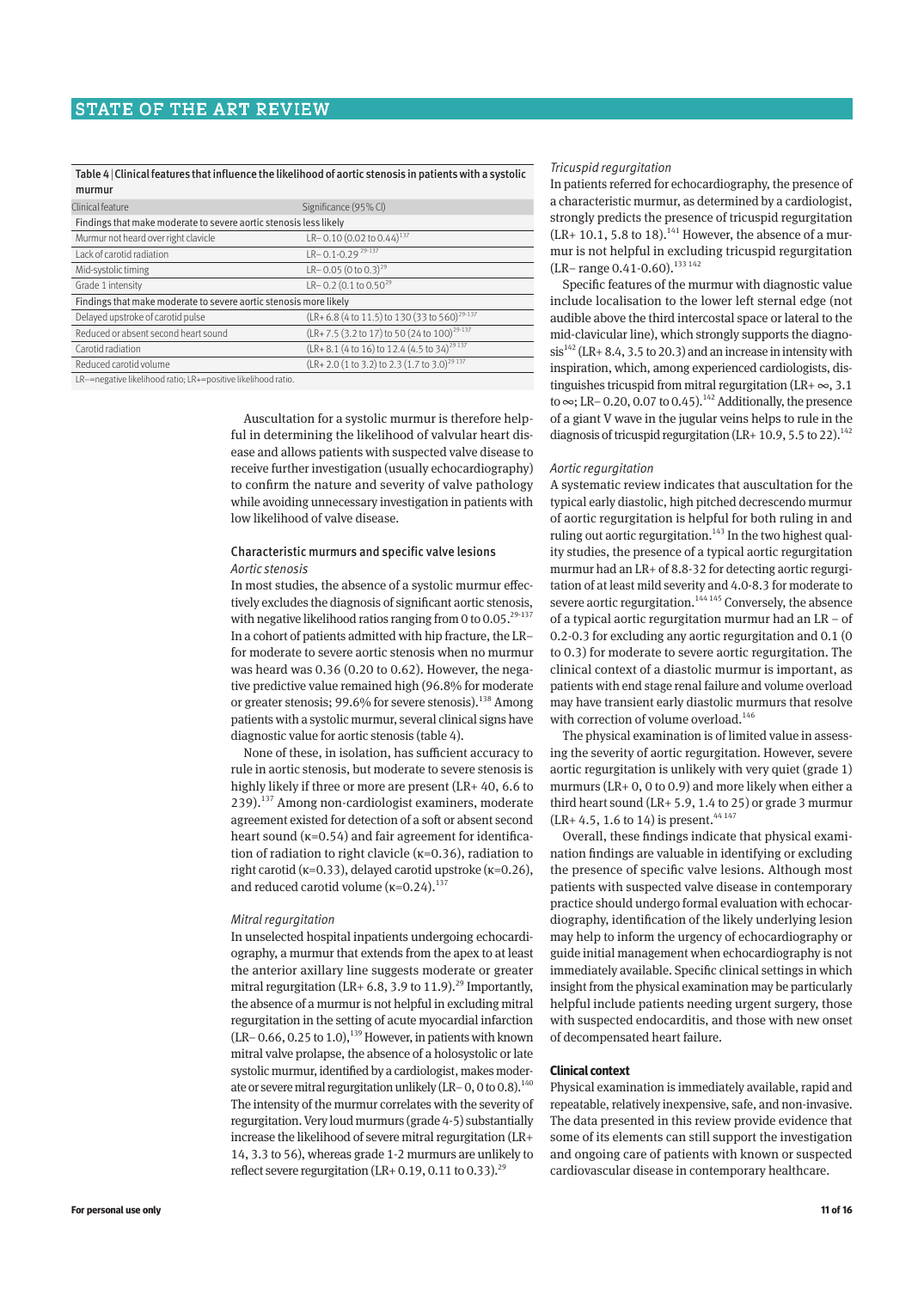Table 4 | Clinical features that influence the likelihood of aortic stenosis in patients with a systolic murmur

| Clinical feature | Significance (95% CI) |
|---|---|
| Findings that make moderate to severe aortic stenosis less likely | |
| Murmur not heard over right clavicle | LR− 0.10 (0.02 to 0.44)[137] |
| Lack of carotid radiation | LR− 0.1-0.29 [29-137] |
| Mid-systolic timing | LR− 0.05 (0 to 0.3)[29] |
| Grade 1 intensity | LR− 0.2 (0.1 to 0.50[29] |
| Findings that make moderate to severe aortic stenosis more likely | |
| Delayed upstroke of carotid pulse | (LR+ 6.8 (4 to 11.5) to 130 (33 to 560)[29-137] |
| Reduced or absent second heart sound | (LR+ 7.5 (3.2 to 17) to 50 (24 to 100)[29-137] |
| Carotid radiation | (LR+ 8.1 (4 to 16) to 12.4 (4.5 to 34)[29 137] |
| Reduced carotid volume | (LR+ 2.0 (1 to 3.2) to 2.3 (1.7 to 3.0)[29 137] |

LR−=negative likelihood ratio; LR+=positive likelihood ratio.

Auscultation for a systolic murmur is therefore helpful in determining the likelihood of valvular heart disease and allows patients with suspected valve disease to receive further investigation (usually echocardiography) to confirm the nature and severity of valve pathology while avoiding unnecessary investigation in patients with low likelihood of valve disease.

## Characteristic murmurs and specific valve lesions

### *Aortic stenosis*

In most studies, the absence of a systolic murmur effectively excludes the diagnosis of significant aortic stenosis, with negative likelihood ratios ranging from 0 to 0.05.[29-137] In a cohort of patients admitted with hip fracture, the LR− for moderate to severe aortic stenosis when no murmur was heard was 0.36 (0.20 to 0.62). However, the negative predictive value remained high (96.8% for moderate or greater stenosis; 99.6% for severe stenosis).[138] Among patients with a systolic murmur, several clinical signs have diagnostic value for aortic stenosis (table 4).

None of these, in isolation, has sufficient accuracy to rule in aortic stenosis, but moderate to severe stenosis is highly likely if three or more are present (LR+ 40, 6.6 to 239).[137] Among non-cardiologist examiners, moderate agreement existed for detection of a soft or absent second heart sound (κ=0.54) and fair agreement for identification of radiation to right clavicle (κ=0.36), radiation to right carotid (κ=0.33), delayed carotid upstroke (κ=0.26), and reduced carotid volume (κ=0.24).[137]

### *Mitral regurgitation*

In unselected hospital inpatients undergoing echocardiography, a murmur that extends from the apex to at least the anterior axillary line suggests moderate or greater mitral regurgitation (LR+ 6.8, 3.9 to 11.9).[29] Importantly, the absence of a murmur is not helpful in excluding mitral regurgitation in the setting of acute myocardial infarction (LR− 0.66, 0.25 to 1.0),[139] However, in patients with known mitral valve prolapse, the absence of a holosystolic or late systolic murmur, identified by a cardiologist, makes moderate or severe mitral regurgitation unlikely (LR− 0, 0 to 0.8).[140] The intensity of the murmur correlates with the severity of regurgitation. Very loud murmurs (grade 4-5) substantially increase the likelihood of severe mitral regurgitation (LR+ 14, 3.3 to 56), whereas grade 1-2 murmurs are unlikely to reflect severe regurgitation (LR+ 0.19, 0.11 to 0.33).[29]

### *Tricuspid regurgitation*

In patients referred for echocardiography, the presence of a characteristic murmur, as determined by a cardiologist, strongly predicts the presence of tricuspid regurgitation (LR+ 10.1, 5.8 to 18).[141] However, the absence of a murmur is not helpful in excluding tricuspid regurgitation (LR− range 0.41-0.60).[133 142]

Specific features of the murmur with diagnostic value include localisation to the lower left sternal edge (not audible above the third intercostal space or lateral to the mid-clavicular line), which strongly supports the diagnosis[142] (LR+ 8.4, 3.5 to 20.3) and an increase in intensity with inspiration, which, among experienced cardiologists, distinguishes tricuspid from mitral regurgitation (LR+ ∞, 3.1 to ∞; LR− 0.20, 0.07 to 0.45).[142] Additionally, the presence of a giant V wave in the jugular veins helps to rule in the diagnosis of tricuspid regurgitation (LR+ 10.9, 5.5 to 22).[142]

### *Aortic regurgitation*

A systematic review indicates that auscultation for the typical early diastolic, high pitched decrescendo murmur of aortic regurgitation is helpful for both ruling in and ruling out aortic regurgitation.[143] In the two highest quality studies, the presence of a typical aortic regurgitation murmur had an LR+ of 8.8-32 for detecting aortic regurgitation of at least mild severity and 4.0-8.3 for moderate to severe aortic regurgitation.[144 145] Conversely, the absence of a typical aortic regurgitation murmur had an LR − of 0.2-0.3 for excluding any aortic regurgitation and 0.1 (0 to 0.3) for moderate to severe aortic regurgitation. The clinical context of a diastolic murmur is important, as patients with end stage renal failure and volume overload may have transient early diastolic murmurs that resolve with correction of volume overload.[146]

The physical examination is of limited value in assessing the severity of aortic regurgitation. However, severe aortic regurgitation is unlikely with very quiet (grade 1) murmurs (LR+ 0, 0 to 0.9) and more likely when either a third heart sound (LR+ 5.9, 1.4 to 25) or grade 3 murmur (LR+ 4.5, 1.6 to 14) is present.[44 147]

Overall, these findings indicate that physical examination findings are valuable in identifying or excluding the presence of specific valve lesions. Although most patients with suspected valve disease in contemporary practice should undergo formal evaluation with echocardiography, identification of the likely underlying lesion may help to inform the urgency of echocardiography or guide initial management when echocardiography is not immediately available. Specific clinical settings in which insight from the physical examination may be particularly helpful include patients needing urgent surgery, those with suspected endocarditis, and those with new onset of decompensated heart failure.

## Clinical context

Physical examination is immediately available, rapid and repeatable, relatively inexpensive, safe, and non-invasive. The data presented in this review provide evidence that some of its elements can still support the investigation and ongoing care of patients with known or suspected cardiovascular disease in contemporary healthcare.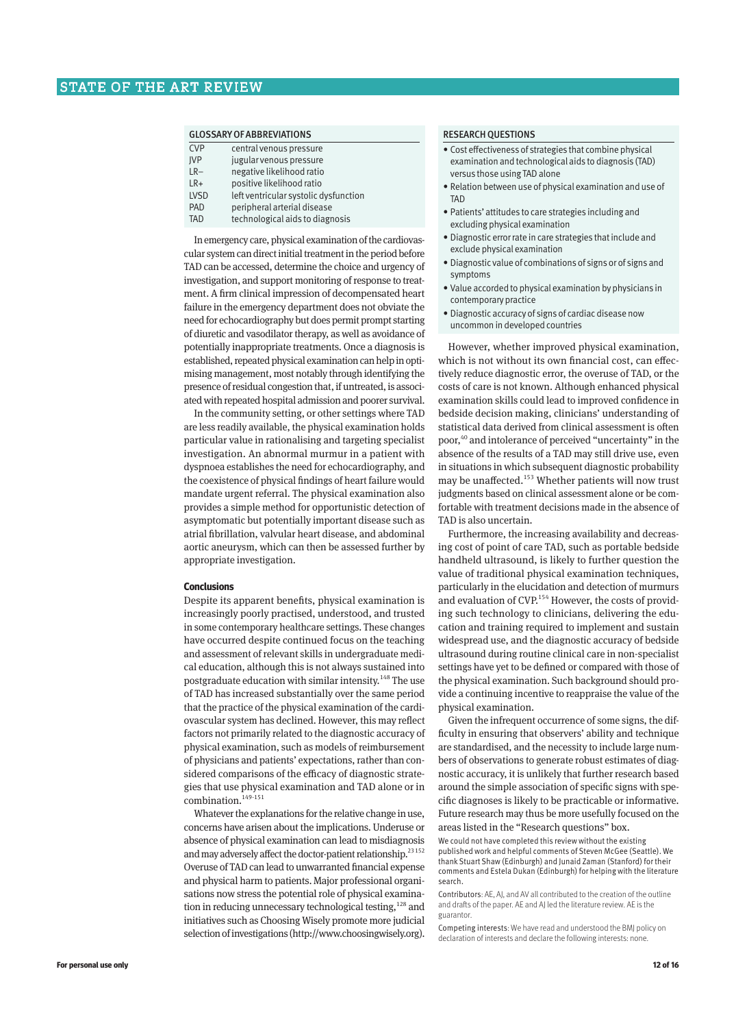| GLOSSARY OF ABBREVIATIONS | |
|---|---|
| CVP | central venous pressure |
| JVP | jugular venous pressure |
| LR– | negative likelihood ratio |
| LR+ | positive likelihood ratio |
| LVSD | left ventricular systolic dysfunction |
| PAD | peripheral arterial disease |
| TAD | technological aids to diagnosis |

In emergency care, physical examination of the cardiovascular system can direct initial treatment in the period before TAD can be accessed, determine the choice and urgency of investigation, and support monitoring of response to treatment. A firm clinical impression of decompensated heart failure in the emergency department does not obviate the need for echocardiography but does permit prompt starting of diuretic and vasodilator therapy, as well as avoidance of potentially inappropriate treatments. Once a diagnosis is established, repeated physical examination can help in optimising management, most notably through identifying the presence of residual congestion that, if untreated, is associated with repeated hospital admission and poorer survival.

In the community setting, or other settings where TAD are less readily available, the physical examination holds particular value in rationalising and targeting specialist investigation. An abnormal murmur in a patient with dyspnoea establishes the need for echocardiography, and the coexistence of physical findings of heart failure would mandate urgent referral. The physical examination also provides a simple method for opportunistic detection of asymptomatic but potentially important disease such as atrial fibrillation, valvular heart disease, and abdominal aortic aneurysm, which can then be assessed further by appropriate investigation.

### Conclusions

Despite its apparent benefits, physical examination is increasingly poorly practised, understood, and trusted in some contemporary healthcare settings. These changes have occurred despite continued focus on the teaching and assessment of relevant skills in undergraduate medical education, although this is not always sustained into postgraduate education with similar intensity.[148] The use of TAD has increased substantially over the same period that the practice of the physical examination of the cardiovascular system has declined. However, this may reflect factors not primarily related to the diagnostic accuracy of physical examination, such as models of reimbursement of physicians and patients' expectations, rather than considered comparisons of the efficacy of diagnostic strategies that use physical examination and TAD alone or in combination.[149-151]

Whatever the explanations for the relative change in use, concerns have arisen about the implications. Underuse or absence of physical examination can lead to misdiagnosis and may adversely affect the doctor-patient relationship.[23 152] Overuse of TAD can lead to unwarranted financial expense and physical harm to patients. Major professional organisations now stress the potential role of physical examination in reducing unnecessary technological testing,[128] and initiatives such as Choosing Wisely promote more judicial selection of investigations (http://www.choosingwisely.org).

### RESEARCH QUESTIONS

- Cost effectiveness of strategies that combine physical examination and technological aids to diagnosis (TAD) versus those using TAD alone
- Relation between use of physical examination and use of TAD
- Patients' attitudes to care strategies including and excluding physical examination
- Diagnostic error rate in care strategies that include and exclude physical examination
- Diagnostic value of combinations of signs or of signs and symptoms
- Value accorded to physical examination by physicians in contemporary practice
- Diagnostic accuracy of signs of cardiac disease now uncommon in developed countries

However, whether improved physical examination, which is not without its own financial cost, can effectively reduce diagnostic error, the overuse of TAD, or the costs of care is not known. Although enhanced physical examination skills could lead to improved confidence in bedside decision making, clinicians' understanding of statistical data derived from clinical assessment is often poor,[40] and intolerance of perceived "uncertainty" in the absence of the results of a TAD may still drive use, even in situations in which subsequent diagnostic probability may be unaffected.[153] Whether patients will now trust judgments based on clinical assessment alone or be comfortable with treatment decisions made in the absence of TAD is also uncertain.

Furthermore, the increasing availability and decreasing cost of point of care TAD, such as portable bedside handheld ultrasound, is likely to further question the value of traditional physical examination techniques, particularly in the elucidation and detection of murmurs and evaluation of CVP.[154] However, the costs of providing such technology to clinicians, delivering the education and training required to implement and sustain widespread use, and the diagnostic accuracy of bedside ultrasound during routine clinical care in non-specialist settings have yet to be defined or compared with those of the physical examination. Such background should provide a continuing incentive to reappraise the value of the physical examination.

Given the infrequent occurrence of some signs, the difficulty in ensuring that observers' ability and technique are standardised, and the necessity to include large numbers of observations to generate robust estimates of diagnostic accuracy, it is unlikely that further research based around the simple association of specific signs with specific diagnoses is likely to be practicable or informative. Future research may thus be more usefully focused on the areas listed in the "Research questions" box.

We could not have completed this review without the existing published work and helpful comments of Steven McGee (Seattle). We thank Stuart Shaw (Edinburgh) and Junaid Zaman (Stanford) for their comments and Estela Dukan (Edinburgh) for helping with the literature search.

Contributors: AE, AJ, and AV all contributed to the creation of the outline and drafts of the paper. AE and AJ led the literature review. AE is the guarantor.

Competing interests: We have read and understood the BMJ policy on declaration of interests and declare the following interests: none.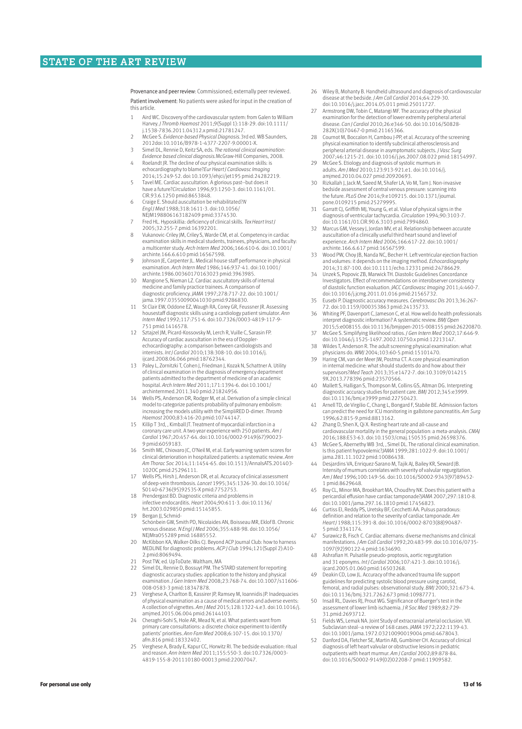Provenance and peer review: Commissioned; externally peer reviewed.

Patient involvement: No patients were asked for input in the creation of this article.

1. Aird WC. Discovery of the cardiovascular system: from Galen to William Harvey. *J Thromb Haemost* 2011;9(Suppl 1):118-29. doi:10.1111/j.1538-7836.2011.04312.x pmid:21781247.
2. McGee S. *Evidence-based Physical Diagnosis*. 3rd ed. WB Saunders, 2012doi:10.1016/B978-1-4377-2207-9.00001-X.
3. Simel DL, Rennie D, Keitz SA, eds. *The rational clinical examination: Evidence based clinical diagnosis*.McGraw-Hill Companies, 2008.
4. Roelandt JR. The decline of our physical examination skills: is echocardiography to blame?*Eur Heart J Cardiovasc Imaging* 2014;15:249-52. doi:10.1093/ehjci/jet195 pmid:24282219.
5. Tavel ME. Cardiac auscultation. A glorious past--but does it have a future?*Circulation* 1996;93:1250-3. doi:10.1161/01.CIR.93.6.1250 pmid:8653848.
6. Craige E. Should auscultation be rehabilitated?*N Engl J Med* 1988;318:1611-3. doi:10.1056/NEJM198806163182409 pmid:3374530.
7. Fred HL. Hyposkillia: deficiency of clinical skills. *Tex Heart Inst J* 2005;32:255-7.pmid:16392201.
8. Vukanovic-Criley JM, Criley S, Warde CM, et al. Competency in cardiac examination skills in medical students, trainees, physicians, and faculty: a multicenter study. *Arch Intern Med* 2006;166:610-6. doi:10.1001/archinte.166.6.610 pmid:16567598.
9. Johnson JE, Carpenter JL. Medical house staff performance in physical examination. *Arch Intern Med* 1986;146:937-41. doi:10.1001/archinte.1986.00360170163023 pmid:3963985.
10. Mangione S, Nieman LZ. Cardiac auscultatory skills of internal medicine and family practice trainees. A comparison of diagnostic proficiency. *JAMA* 1997;278:717-22. doi:10.1001/jama.1997.03550090041030 pmid:9286830.
11. St Clair EW, Oddone EZ, Waugh RA, Corey GR, Feussner JR. Assessing housestaff diagnostic skills using a cardiology patient simulator. *Ann Intern Med* 1992;117:751-6. doi:10.7326/0003-4819-117-9-751 pmid:1416578.
12. Sztajzel JM, Picard-Kossovsky M, Lerch R, Vuille C, Sarasin FP. Accuracy of cardiac auscultation in the era of Doppler-echocardiography: a comparison between cardiologists and internists. *Int J Cardiol* 2010;138:308-10. doi:10.1016/j.ijcard.2008.06.066 pmid:18762344.
13. Paley L, Zornitzki T, Cohen J, Friedman J, Kozak N, Schattner A. Utility of clinical examination in the diagnosis of emergency department patients admitted to the department of medicine of an academic hospital. *Arch Intern Med* 2011;171:1394-6. doi:10.1001/archinternmed.2011.340 pmid:21824956.
14. Wells PS, Anderson DR, Rodger M, et al. Derivation of a simple clinical model to categorize patients probability of pulmonary embolism: increasing the models utility with the SimpliRED D-dimer. *Thromb Haemost* 2000;83:416-20.pmid:10744147.
15. Killip T 3rd, , Kimball JT. Treatment of myocardial infarction in a coronary care unit. A two year experience with 250 patients. *Am J Cardiol* 1967;20:457-64. doi:10.1016/0002-9149(67)90023-9 pmid:6059183.
16. Smith ME, Chiovaro JC, O'Neil M, et al. Early warning system scores for clinical deterioration in hospitalized patients: a systematic review. *Ann Am Thorac Soc* 2014;11:1454-65. doi:10.1513/AnnalsATS.201403-102OC pmid:25296111.
17. Wells PS, Hirsh J, Anderson DR, et al. Accuracy of clinical assessment of deep-vein thrombosis. *Lancet* 1995;345:1326-30. doi:10.1016/S0140-6736(95)92535-X pmid:7752753.
18. Prendergast BD. Diagnostic criteria and problems in infective endocarditis. *Heart* 2004;90:611-3. doi:10.1136/hrt.2003.029850 pmid:15145855.
19. Bergan JJ, Schmid-Schönbein GW, Smith PD, Nicolaides AN, Boisseau MR, Eklof B. Chronic venous disease. *N Engl J Med* 2006;355:488-98. doi:10.1056/NEJMra055289 pmid:16885552.
20. McKibbon KA, Walker-Dilks CJ. Beyond ACP Journal Club: how to harness MEDLINE for diagnostic problems. *ACP J Club* 1994;121(Suppl 2):A10-2.pmid:8069494.
21. Post TW, ed. UpToDate. Waltham, MA
22. Simel DL, Rennie D, Bossuyt PM. The STARD statement for reporting diagnostic accuracy studies: application to the history and physical examination. *J Gen Intern Med* 2008;23:768-74. doi:10.1007/s11606-008-0583-3 pmid:18347878.
23. Verghese A, Charlton B, Kassirer JP, Ramsey M, Ioannidis JP. Inadequacies of physical examination as a cause of medical errors and adverse events: A collection of vignettes. *Am J Med* 2015;128:1322-4.e3. doi:10.1016/j.amjmed.2015.06.004 pmid:26144103.
24. Cheraghi-Sohi S, Hole AR, Mead N, et al. What patients want from primary care consultations: a discrete choice experiment to identify patients' priorities. *Ann Fam Med* 2008;6:107-15. doi:10.1370/afm.816 pmid:18332402.
25. Verghese A, Brady E, Kapur CC, Horwitz RI. The bedside evaluation: ritual and reason. *Ann Intern Med* 2011;155:550-3. doi:10.7326/0003-4819-155-8-201110180-00013 pmid:22007047.
26. Wiley B, Mohanty B. Handheld ultrasound and diagnosis of cardiovascular disease at the bedside. *J Am Coll Cardiol* 2014;64:229-30. doi:10.1016/j.jacc.2014.05.011 pmid:25011727.
27. Armstrong DW, Tobin C, Matangi MF. The accuracy of the physical examination for the detection of lower extremity peripheral arterial disease. *Can J Cardiol* 2010;26:e346-50. doi:10.1016/S0828-282X(10)70467-0 pmid:21165366.
28. Cournot M, Boccalon H, Cambou J-PP, et al. Accuracy of the screening physical examination to identify subclinical atherosclerosis and peripheral arterial disease in asymptomatic subjects. *J Vasc Surg* 2007;46:1215-21. doi:10.1016/j.jvs.2007.08.022 pmid:18154997.
29. McGee S. Etiology and diagnosis of systolic murmurs in adults. *Am J Med* 2010;123:913-921.e1. doi:10.1016/j.amjmed.2010.04.027 pmid:20920693.
30. Rizkallah J, Jack M, Saeed M, Shafer LA, Vo M, Tam J. Non-invasive bedside assessment of central venous pressure: scanning into the future. *PLoS One* 2014;9:e109215. doi:10.1371/journal.pone.0109215 pmid:25279995.
31. Garratt CJ, Griffith MJ, Young G, et al. Value of physical signs in the diagnosis of ventricular tachycardia. *Circulation* 1994;90:3103-7. doi:10.1161/01.CIR.90.6.3103 pmid:7994860.
32. Marcus GM, Vessey J, Jordan MV, et al. Relationship between accurate auscultation of a clinically useful third heart sound and level of experience. *Arch Intern Med* 2006;166:617-22. doi:10.1001/archinte.166.6.617 pmid:16567599.
33. Wood PW, Choy JB, Nanda NC, Becher H. Left ventricular ejection fraction and volumes: it depends on the imaging method. *Echocardiography* 2014;31:87-100. doi:10.1111/echo.12331 pmid:24786629.
34. Unzek S, Popovic ZB, Marwick TH. Diastolic Guidelines Concordance Investigators. Effect of recommendations on interobserver consistency of diastolic function evaluation. *JACC Cardiovasc Imaging* 2011;4:460-7. doi:10.1016/j.jcmg.2011.01.016 pmid:21565732.
35. Eusebi P. Diagnostic accuracy measures. *Cerebrovasc Dis* 2013;36:267-72. doi:10.1159/000353863 pmid:24135733.
36. Whiting PF, Davenport C, Jameson C, et al. How well do health professionals interpret diagnostic information? A systematic review. *BMJ Open* 2015;5:e008155. doi:10.1136/bmjopen-2015-008155 pmid:26220870.
37. McGee S. Simplifying likelihood ratios. *J Gen Intern Med* 2002;17:646-9. doi:10.1046/j.1525-1497.2002.10750.x pmid:12213147.
38. Wildes T, Anderson R. The adult screening physical examination: what physicians do. *WMJ* 2004;103:60-5.pmid:15101470.
39. Haring CM, van der Meer JW, Postma CT. A core physical examination in internal medicine: what should students do and how about their supervisors?*Med Teach* 2013;35:e1472-7. doi:10.3109/0142159X.2013.778396 pmid:23570566.
40. Mallett S, Halligan S, Thompson M, Collins GS, Altman DG. Interpreting diagnostic accuracy studies for patient care. *BMJ* 2012;345:e3999. doi:10.1136/bmj.e3999 pmid:22750423.
41. Arnell TD, de Virgilio C, Chang L, Bongard F, Stabile BE. Admission factors can predict the need for ICU monitoring in gallstone pancreatitis. *Am Surg* 1996;62:815-9.pmid:8813162.
42. Zhang D, Shen X, Qi X. Resting heart rate and all-cause and cardiovascular mortality in the general population: a meta-analysis. *CMAJ* 2016;188:E53-63. doi:10.1503/cmaj.150535 pmid:26598376.
43. McGee S, Abernethy WB 3rd, , Simel DL. The rational clinical examination. Is this patient hypovolemic?*JAMA* 1999;281:1022-9. doi:10.1001/jama.281.11.1022 pmid:10086438.
44. Desjardins VA, Enriquez-Sarano M, Tajik AJ, Bailey KR, Seward JB. Intensity of murmurs correlates with severity of valvular regurgitation. *Am J Med* 1996;100:149-56. doi:10.1016/S0002-9343(97)89452-1 pmid:8629648.
45. Roy CL, Minor MA, Brookhart MA, Choudhry NK. Does this patient with a pericardial effusion have cardiac tamponade?*JAMA* 2007;297:1810-8. doi:10.1001/jama.297.16.1810 pmid:17456823.
46. Curtiss EI, Reddy PS, Uretsky BF, Cecchetti AA. Pulsus paradoxus: definition and relation to the severity of cardiac tamponade. *Am Heart J* 1988;115:391-8. doi:10.1016/0002-8703(88)90487-5 pmid:3341174.
47. Surawicz B, Fisch C. Cardiac alternans: diverse mechanisms and clinical manifestations. *J Am Coll Cardiol* 1992;20:483-99. doi:10.1016/0735-1097(92)90122-4 pmid:1634690.
48. Ashrafian H. Pulsatile pseudo-proptosis, aortic regurgitation and 31 eponyms. *Int J Cardiol* 2006;107:421-3. doi:10.1016/j.ijcard.2005.01.060 pmid:16503268.
49. Deakin CD, Low JL. Accuracy of the advanced trauma life support guidelines for predicting systolic blood pressure using carotid, femoral, and radial pulses: observational study. *BMJ* 2000;321:673-4. doi:10.1136/bmj.321.7262.673 pmid:10987771.
50. Insall RL, Davies RJ, Prout WG. Significance of Buerger's test in the assessment of lower limb ischaemia. *J R Soc Med* 1989;82:729-31.pmid:2693712.
51. Fields WS, Lemak NA. Joint Study of extracranial arterial occlusion. VII. Subclavian steal--a review of 168 cases. *JAMA* 1972;222:1139-43. doi:10.1001/jama.1972.03210090019004 pmid:4678043.
52. Danford DA, Fletcher SE, Martin AB, Gumbiner CH. Accuracy of clinical diagnosis of left heart valvular or obstructive lesions in pediatric outpatients with heart murmur. *Am J Cardiol* 2002;89:878-84. doi:10.1016/S0002-9149(02)02208-7 pmid:11909582.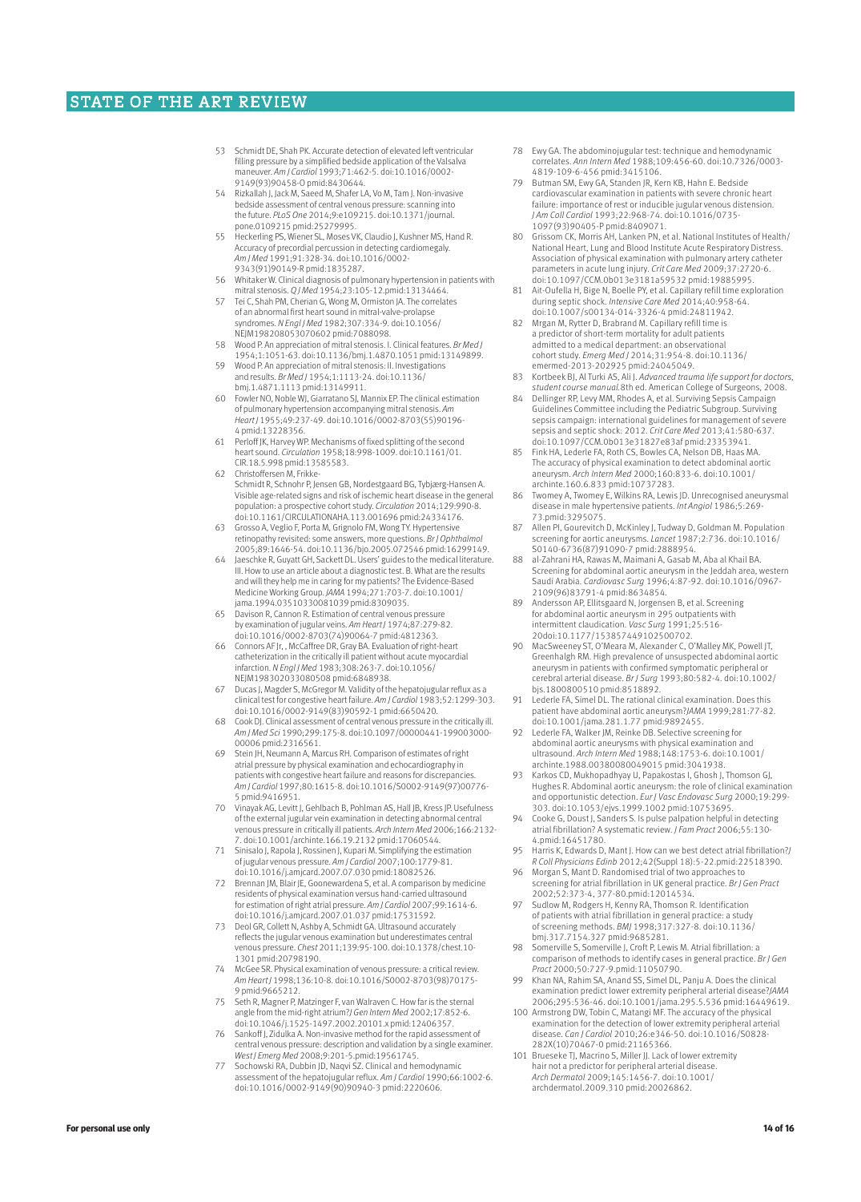53 Schmidt DE, Shah PK. Accurate detection of elevated left ventricular filling pressure by a simplified bedside application of the Valsalva maneuver. *Am J Cardiol* 1993;71:462-5. doi:10.1016/0002-9149(93)90458-O pmid:8430644.

54 Rizkallah J, Jack M, Saeed M, Shafer LA, Vo M, Tam J. Non-invasive bedside assessment of central venous pressure: scanning into the future. *PLoS One* 2014;9:e109215. doi:10.1371/journal.pone.0109215 pmid:25279995.

55 Heckerling PS, Wiener SL, Moses VK, Claudio J, Kushner MS, Hand R. Accuracy of precordial percussion in detecting cardiomegaly. *Am J Med* 1991;91:328-34. doi:10.1016/0002-9343(91)90149-R pmid:1835287.

56 Whitaker W. Clinical diagnosis of pulmonary hypertension in patients with mitral stenosis. *Q J Med* 1954;23:105-12.pmid:13134464.

57 Tei C, Shah PM, Cherian G, Wong M, Ormiston JA. The correlates of an abnormal first heart sound in mitral-valve-prolapse syndromes. *N Engl J Med* 1982;307:334-9. doi:10.1056/NEJM198208053070602 pmid:7088098.

58 Wood P. An appreciation of mitral stenosis. I. Clinical features. *Br Med J* 1954;1:1051-63. doi:10.1136/bmj.1.4870.1051 pmid:13149899.

59 Wood P. An appreciation of mitral stenosis: II. Investigations and results. *Br Med J* 1954;1:1113-24. doi:10.1136/bmj.1.4871.1113 pmid:13149911.

60 Fowler NO, Noble WJ, Giarratano SJ, Mannix EP. The clinical estimation of pulmonary hypertension accompanying mitral stenosis. *Am Heart J* 1955;49:237-49. doi:10.1016/0002-8703(55)90196-4 pmid:13228356.

61 Perloff JK, Harvey WP. Mechanisms of fixed splitting of the second heart sound. *Circulation* 1958;18:998-1009. doi:10.1161/01.CIR.18.5.998 pmid:13585583.

62 Christoffersen M, Frikke-Schmidt R, Schnohr P, Jensen GB, Nordestgaard BG, Tybjærg-Hansen A. Visible age-related signs and risk of ischemic heart disease in the general population: a prospective cohort study. *Circulation* 2014;129:990-8. doi:10.1161/CIRCULATIONAHA.113.001696 pmid:24334176.

63 Grosso A, Veglio F, Porta M, Grignolo FM, Wong TY. Hypertensive retinopathy revisited: some answers, more questions. *Br J Ophthalmol* 2005;89:1646-54. doi:10.1136/bjo.2005.072546 pmid:16299149.

64 Jaeschke R, Guyatt GH, Sackett DL. Users' guides to the medical literature. III. How to use an article about a diagnostic test. B. What are the results and will they help me in caring for my patients? The Evidence-Based Medicine Working Group. *JAMA* 1994;271:703-7. doi:10.1001/jama.1994.03510330081039 pmid:8309035.

65 Davison R, Cannon R. Estimation of central venous pressure by examination of jugular veins. *Am Heart J* 1974;87:279-82. doi:10.1016/0002-8703(74)90064-7 pmid:4812363.

66 Connors AF Jr, , McCaffree DR, Gray BA. Evaluation of right-heart catheterization in the critically ill patient without acute myocardial infarction. *N Engl J Med* 1983;308:263-7. doi:10.1056/NEJM198302033080508 pmid:6848938.

67 Ducas J, Magder S, McGregor M. Validity of the hepatojugular reflux as a clinical test for congestive heart failure. *Am J Cardiol* 1983;52:1299-303. doi:10.1016/0002-9149(83)90592-1 pmid:6650420.

68 Cook DJ. Clinical assessment of central venous pressure in the critically ill. *Am J Med Sci* 1990;299:175-8. doi:10.1097/00000441-199003000-00006 pmid:2316561.

69 Stein JH, Neumann A, Marcus RH. Comparison of estimates of right atrial pressure by physical examination and echocardiography in patients with congestive heart failure and reasons for discrepancies. *Am J Cardiol* 1997;80:1615-8. doi:10.1016/S0002-9149(97)00776-5 pmid:9416951.

70 Vinayak AG, Levitt J, Gehlbach B, Pohlman AS, Hall JB, Kress JP. Usefulness of the external jugular vein examination in detecting abnormal central venous pressure in critically ill patients. *Arch Intern Med* 2006;166:2132-7. doi:10.1001/archinte.166.19.2132 pmid:17060544.

71 Sinisalo J, Rapola J, Rossinen J, Kupari M. Simplifying the estimation of jugular venous pressure. *Am J Cardiol* 2007;100:1779-81. doi:10.1016/j.amjcard.2007.07.030 pmid:18082526.

72 Brennan JM, Blair JE, Goonewardena S, et al. A comparison by medicine residents of physical examination versus hand-carried ultrasound for estimation of right atrial pressure. *Am J Cardiol* 2007;99:1614-6. doi:10.1016/j.amjcard.2007.01.037 pmid:17531592.

73 Deol GR, Collett N, Ashby A, Schmidt GA. Ultrasound accurately reflects the jugular venous examination but underestimates central venous pressure. *Chest* 2011;139:95-100. doi:10.1378/chest.10-1301 pmid:20798190.

74 McGee SR. Physical examination of venous pressure: a critical review. *Am Heart J* 1998;136:10-8. doi:10.1016/S0002-8703(98)70175-9 pmid:9665212.

75 Seth R, Magner P, Matzinger F, van Walraven C. How far is the sternal angle from the mid-right atrium?*J Gen Intern Med* 2002;17:852-6. doi:10.1046/j.1525-1497.2002.20101.x pmid:12406357.

76 Sankoff J, Zidulka A. Non-invasive method for the rapid assessment of central venous pressure: description and validation by a single examiner. *West J Emerg Med* 2008;9:201-5.pmid:19561745.

77 Sochowski RA, Dubbin JD, Naqvi SZ. Clinical and hemodynamic assessment of the hepatojugular reflux. *Am J Cardiol* 1990;66:1002-6. doi:10.1016/0002-9149(90)90940-3 pmid:2220606.

78 Ewy GA. The abdominojugular test: technique and hemodynamic correlates. *Ann Intern Med* 1988;109:456-60. doi:10.7326/0003-4819-109-6-456 pmid:3415106.

79 Butman SM, Ewy GA, Standen JR, Kern KB, Hahn E. Bedside cardiovascular examination in patients with severe chronic heart failure: importance of rest or inducible jugular venous distension. *J Am Coll Cardiol* 1993;22:968-74. doi:10.1016/0735-1097(93)90405-P pmid:8409071.

80 Grissom CK, Morris AH, Lanken PN, et al. National Institutes of Health/National Heart, Lung and Blood Institute Acute Respiratory Distress. Association of physical examination with pulmonary artery catheter parameters in acute lung injury. *Crit Care Med* 2009;37:2720-6. doi:10.1097/CCM.0b013e3181a59532 pmid:19885995.

81 Ait-Oufella H, Bige N, Boelle PY, et al. Capillary refill time exploration during septic shock. *Intensive Care Med* 2014;40:958-64. doi:10.1007/s00134-014-3326-4 pmid:24811942.

82 Mrgan M, Rytter D, Brabrand M. Capillary refill time is a predictor of short-term mortality for adult patients admitted to a medical department: an observational cohort study. *Emerg Med J* 2014;31:954-8. doi:10.1136/emermed-2013-202925 pmid:24045049.

83 Kortbeek BJ, Al Turki AS, Ali J. *Advanced trauma life support for doctors, student course manual.* 8th ed. American College of Surgeons, 2008.

84 Dellinger RP, Levy MM, Rhodes A, et al. Surviving Sepsis Campaign Guidelines Committee including the Pediatric Subgroup. Surviving sepsis campaign: international guidelines for management of severe sepsis and septic shock: 2012. *Crit Care Med* 2013;41:580-637. doi:10.1097/CCM.0b013e31827e83af pmid:23353941.

85 Fink HA, Lederle FA, Roth CS, Bowles CA, Nelson DB, Haas MA. The accuracy of physical examination to detect abdominal aortic aneurysm. *Arch Intern Med* 2000;160:833-6. doi:10.1001/archinte.160.6.833 pmid:10737283.

86 Twomey A, Twomey E, Wilkins RA, Lewis JD. Unrecognised aneurysmal disease in male hypertensive patients. *Int Angiol* 1986;5:269-73.pmid:3295075.

87 Allen PI, Gourevitch D, McKinley J, Tudway D, Goldman M. Population screening for aortic aneurysms. *Lancet* 1987;2:736. doi:10.1016/S0140-6736(87)91090-7 pmid:2888954.

88 al-Zahrani HA, Rawas M, Maimani A, Gasab M, Aba al Khail BA. Screening for abdominal aortic aneurysm in the Jeddah area, western Saudi Arabia. *Cardiovasc Surg* 1996;4:87-92. doi:10.1016/0967-2109(96)83791-4 pmid:8634854.

89 Andersson AP, Ellitsgaard N, Jorgensen B, et al. Screening for abdominal aortic aneurysm in 295 outpatients with intermittent claudication. *Vasc Surg* 1991;25:516-20doi:10.1177/153857449102500702.

90 MacSweeney ST, O'Meara M, Alexander C, O'Malley MK, Powell JT, Greenhalgh RM. High prevalence of unsuspected abdominal aortic aneurysm in patients with confirmed symptomatic peripheral or cerebral arterial disease. *Br J Surg* 1993;80:582-4. doi:10.1002/bjs.1800800510 pmid:8518892.

91 Lederle FA, Simel DL. The rational clinical examination. Does this patient have abdominal aortic aneurysm?*JAMA* 1999;281:77-82. doi:10.1001/jama.281.1.77 pmid:9892455.

92 Lederle FA, Walker JM, Reinke DB. Selective screening for abdominal aortic aneurysms with physical examination and ultrasound. *Arch Intern Med* 1988;148:1753-6. doi:10.1001/archinte.1988.00380080049015 pmid:3041938.

93 Karkos CD, Mukhopadhyay U, Papakostas I, Ghosh J, Thomson GJ, Hughes R. Abdominal aortic aneurysm: the role of clinical examination and opportunistic detection. *Eur J Vasc Endovasc Surg* 2000;19:299-303. doi:10.1053/ejvs.1999.1002 pmid:10753695.

94 Cooke G, Doust J, Sanders S. Is pulse palpation helpful in detecting atrial fibrillation? A systematic review. *J Fam Pract* 2006;55:130-4.pmid:16451780.

95 Harris K, Edwards D, Mant J. How can we best detect atrial fibrillation?*J R Coll Physicians Edinb* 2012;42(Suppl 18):5-22.pmid:22518390.

96 Morgan S, Mant D. Randomised trial of two approaches to screening for atrial fibrillation in UK general practice. *Br J Gen Pract* 2002;52:373-4, 377-80.pmid:12014534.

97 Sudlow M, Rodgers H, Kenny RA, Thomson R. Identification of patients with atrial fibrillation in general practice: a study of screening methods. *BMJ* 1998;317:327-8. doi:10.1136/bmj.317.7154.327 pmid:9685281.

98 Somerville S, Somerville J, Croft P, Lewis M. Atrial fibrillation: a comparison of methods to identify cases in general practice. *Br J Gen Pract* 2000;50:727-9.pmid:11050790.

99 Khan NA, Rahim SA, Anand SS, Simel DL, Panju A. Does the clinical examination predict lower extremity peripheral arterial disease?*JAMA* 2006;295:536-46. doi:10.1001/jama.295.5.536 pmid:16449619.

100 Armstrong DW, Tobin C, Matangi MF. The accuracy of the physical examination for the detection of lower extremity peripheral arterial disease. *Can J Cardiol* 2010;26:e346-50. doi:10.1016/S0828-282X(10)70467-0 pmid:21165366.

101 Brueseke TJ, Macrino S, Miller JJ. Lack of lower extremity hair not a predictor for peripheral arterial disease. *Arch Dermatol* 2009;145:1456-7. doi:10.1001/archdermatol.2009.310 pmid:20026862.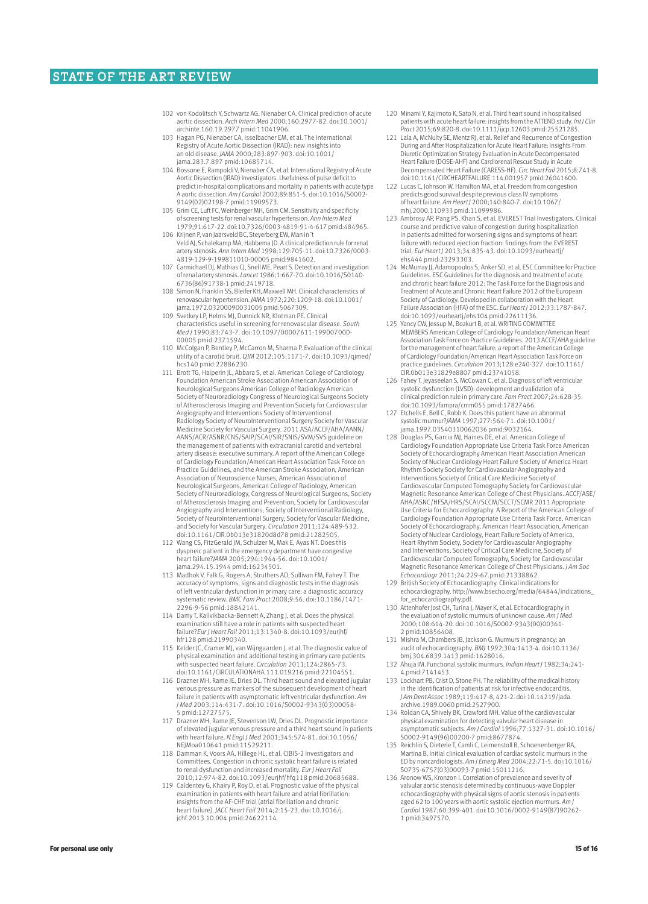102 von Kodolitsch Y, Schwartz AG, Nienaber CA. Clinical prediction of acute aortic dissection. *Arch Intern Med* 2000;160:2977-82. doi:10.1001/archinte.160.19.2977 pmid:11041906.

103 Hagan PG, Nienaber CA, Isselbacher EM, et al. The International Registry of Acute Aortic Dissection (IRAD): new insights into an old disease. *JAMA* 2000;283:897-903. doi:10.1001/jama.283.7.897 pmid:10685714.

104 Bossone E, Rampoldi V, Nienaber CA, et al. International Registry of Acute Aortic Dissection (IRAD) Investigators. Usefulness of pulse deficit to predict in-hospital complications and mortality in patients with acute type A aortic dissection. *Am J Cardiol* 2002;89:851-5. doi:10.1016/S0002-9149(02)02198-7 pmid:11909573.

105 Grim CE, Luft FC, Weinberger MH, Grim CM. Sensitivity and specificity of screening tests for renal vascular hypertension. *Ann Intern Med* 1979;91:617-22. doi:10.7326/0003-4819-91-4-617 pmid:484965.

106 Krijnen P, van Jaarsveld BC, Steyerberg EW, Man in 't Veld AJ, Schalekamp MA, Habbema JD. A clinical prediction rule for renal artery stenosis. *Ann Intern Med* 1998;129:705-11. doi:10.7326/0003-4819-129-9-199811010-00005 pmid:9841602.

107 Carmichael DJ, Mathias CJ, Snell ME, Peart S. Detection and investigation of renal artery stenosis. *Lancet* 1986;1:667-70. doi:10.1016/S0140-6736(86)91738-1 pmid:2419718.

108 Simon N, Franklin SS, Bleifer KH, Maxwell MH. Clinical characteristics of renovascular hypertension. *JAMA* 1972;220:1209-18. doi:10.1001/jama.1972.03200090031005 pmid:5067309.

109 Svetkey LP, Helms MJ, Dunnick NR, Klotman PE. Clinical characteristics useful in screening for renovascular disease. *South Med J* 1990;83:743-7. doi:10.1097/00007611-199007000-00005 pmid:2371594.

110 McColgan P, Bentley P, McCarron M, Sharma P. Evaluation of the clinical utility of a carotid bruit. *QJM* 2012;105:1171-7. doi:10.1093/qjmed/hcs140 pmid:22886230.

111 Brott TG, Halperin JL, Abbara S, et al. American College of Cardiology Foundation American Stroke Association American Association of Neurological Surgeons American College of Radiology American Society of Neuroradiology Congress of Neurological Surgeons Society of Atherosclerosis Imaging and Prevention Society for Cardiovascular Angiography and Interventions Society of Interventional Radiology Society of NeuroInterventional Surgery Society for Vascular Medicine Society for Vascular Surgery. 2011 ASA/ACCF/AHA/AANN/AANS/ACR/ASNR/CNS/SAIP/SCAI/SIR/SNIS/SVM/SVS guideline on the management of patients with extracranial carotid and vertebral artery disease: executive summary. A report of the American College of Cardiology Foundation/American Heart Association Task Force on Practice Guidelines, and the American Stroke Association, American Association of Neuroscience Nurses, American Association of Neurological Surgeons, American College of Radiology, American Society of Neuroradiology, Congress of Neurological Surgeons, Society of Atherosclerosis Imaging and Prevention, Society for Cardiovascular Angiography and Interventions, Society of Interventional Radiology, Society of NeuroInterventional Surgery, Society for Vascular Medicine, and Society for Vascular Surgery. *Circulation* 2011;124:489-532. doi:10.1161/CIR.0b013e31820d8d78 pmid:21282505.

112 Wang CS, FitzGerald JM, Schulzer M, Mak E, Ayas NT. Does this dyspneic patient in the emergency department have congestive heart failure?*JAMA* 2005;294:1944-56. doi:10.1001/jama.294.15.1944 pmid:16234501.

113 Madhok V, Falk G, Rogers A, Struthers AD, Sullivan FM, Fahey T. The accuracy of symptoms, signs and diagnostic tests in the diagnosis of left ventricular dysfunction in primary care: a diagnostic accuracy systematic review. *BMC Fam Pract* 2008;9:56. doi:10.1186/1471-2296-9-56 pmid:18842141.

114 Damy T, Kallvikbacka-Bennett A, Zhang J, et al. Does the physical examination still have a role in patients with suspected heart failure?*Eur J Heart Fail* 2011;13:1340-8. doi:10.1093/eurjhf/hfr128 pmid:21990340.

115 Kelder JC, Cramer MJ, van Wijngaarden J, et al. The diagnostic value of physical examination and additional testing in primary care patients with suspected heart failure. *Circulation* 2011;124:2865-73. doi:10.1161/CIRCULATIONAHA.111.019216 pmid:22104551.

116 Drazner MH, Rame JE, Dries DL. Third heart sound and elevated jugular venous pressure as markers of the subsequent development of heart failure in patients with asymptomatic left ventricular dysfunction. *Am J Med* 2003;114:431-7. doi:10.1016/S0002-9343(03)00058-5 pmid:12727575.

117 Drazner MH, Rame JE, Stevenson LW, Dries DL. Prognostic importance of elevated jugular venous pressure and a third heart sound in patients with heart failure. *N Engl J Med* 2001;345:574-81. doi:10.1056/NEJMoa010641 pmid:11529211.

118 Damman K, Voors AA, Hillege HL, et al. CIBIS-2 Investigators and Committees. Congestion in chronic systolic heart failure is related to renal dysfunction and increased mortality. *Eur J Heart Fail* 2010;12:974-82. doi:10.1093/eurjhf/hfq118 pmid:20685688.

119 Caldentey G, Khairy P, Roy D, et al. Prognostic value of the physical examination in patients with heart failure and atrial fibrillation: insights from the AF-CHF trial (atrial fibrillation and chronic heart failure). *JACC Heart Fail* 2014;2:15-23. doi:10.1016/j.jchf.2013.10.004 pmid:24622114.

120 Minami Y, Kajimoto K, Sato N, et al. Third heart sound in hospitalised patients with acute heart failure: insights from the ATTEND study. *Int J Clin Pract* 2015;69:820-8. doi:10.1111/ijcp.12603 pmid:25521285.

121 Lala A, McNulty SE, Mentz RJ, et al. Relief and Recurrence of Congestion During and After Hospitalization for Acute Heart Failure: Insights From Diuretic Optimization Strategy Evaluation in Acute Decompensated Heart Failure (DOSE-AHF) and Cardiorenal Rescue Study in Acute Decompensated Heart Failure (CARESS-HF). *Circ Heart Fail* 2015;8:741-8. doi:10.1161/CIRCHEARTFAILURE.114.001957 pmid:26041600.

122 Lucas C, Johnson W, Hamilton MA, et al. Freedom from congestion predicts good survival despite previous class IV symptoms of heart failure. *Am Heart J* 2000;140:840-7. doi:10.1067/mhj.2000.110933 pmid:11099986.

123 Ambrosy AP, Pang PS, Khan S, et al. EVEREST Trial Investigators. Clinical course and predictive value of congestion during hospitalization in patients admitted for worsening signs and symptoms of heart failure with reduced ejection fraction: findings from the EVEREST trial. *Eur Heart J* 2013;34:835-43. doi:10.1093/eurheartj/ehs444 pmid:23293303.

124 McMurray JJ, Adamopoulos S, Anker SD, et al. ESC Committee for Practice Guidelines. ESC Guidelines for the diagnosis and treatment of acute and chronic heart failure 2012: The Task Force for the Diagnosis and Treatment of Acute and Chronic Heart Failure 2012 of the European Society of Cardiology. Developed in collaboration with the Heart Failure Association (HFA) of the ESC. *Eur Heart J* 2012;33:1787-847. doi:10.1093/eurheartj/ehs104 pmid:22611136.

125 Yancy CW, Jessup M, Bozkurt B, et al. WRITING COMMITTEE MEMBERS American College of Cardiology Foundation/American Heart Association Task Force on Practice Guidelines. 2013 ACCF/AHA guideline for the management of heart failure: a report of the American College of Cardiology Foundation/American Heart Association Task Force on practice guidelines. *Circulation* 2013;128:e240-327. doi:10.1161/CIR.0b013e31829e8807 pmid:23741058.

126 Fahey T, Jeyaseelan S, McCowan C, et al. Diagnosis of left ventricular systolic dysfunction (LVSD): development and validation of a clinical prediction rule in primary care. *Fam Pract* 2007;24:628-35. doi:10.1093/fampra/cmm055 pmid:17827466.

127 Etchells E, Bell C, Robb K. Does this patient have an abnormal systolic murmur?*JAMA* 1997;277:564-71. doi:10.1001/jama.1997.03540310062036 pmid:9032164.

128 Douglas PS, Garcia MJ, Haines DE, et al. American College of Cardiology Foundation Appropriate Use Criteria Task Force American Society of Echocardiography American Heart Association American Society of Nuclear Cardiology Heart Failure Society of America Heart Rhythm Society Society for Cardiovascular Angiography and Interventions Society of Critical Care Medicine Society of Cardiovascular Computed Tomography Society for Cardiovascular Magnetic Resonance American College of Chest Physicians. ACCF/ASE/AHA/ASNC/HFSA/HRS/SCAI/SCCM/SCCT/SCMR 2011 Appropriate Use Criteria for Echocardiography. A Report of the American College of Cardiology Foundation Appropriate Use Criteria Task Force, American Society of Echocardiography, American Heart Association, American Society of Nuclear Cardiology, Heart Failure Society of America, Heart Rhythm Society, Society for Cardiovascular Angiography and Interventions, Society of Critical Care Medicine, Society of Cardiovascular Computed Tomography, Society for Cardiovascular Magnetic Resonance American College of Chest Physicians. *J Am Soc Echocardiogr* 2011;24:229-67.pmid:21338862.

129 British Society of Echocardiography. Clinical indications for echocardiography. http://www.bsecho.org/media/64844/indications_for_echocardiography.pdf.

130 Attenhofer Jost CH, Turina J, Mayer K, et al. Echocardiography in the evaluation of systolic murmurs of unknown cause. *Am J Med* 2000;108:614-20. doi:10.1016/S0002-9343(00)00361-2 pmid:10856408.

131 Mishra M, Chambers JB, Jackson G. Murmurs in pregnancy: an audit of echocardiography. *BMJ* 1992;304:1413-4. doi:10.1136/bmj.304.6839.1413 pmid:1628016.

132 Ahuja IM. Functional systolic murmurs. *Indian Heart J* 1982;34:241-4.pmid:7141453.

133 Lockhart PB, Crist D, Stone PH. The reliability of the medical history in the identification of patients at risk for infective endocarditis. *J Am Dent Assoc* 1989;119:417-8, 421-2. doi:10.14219/jada.archive.1989.0060 pmid:2527900.

134 Roldan CA, Shively BK, Crawford MH. Value of the cardiovascular physical examination for detecting valvular heart disease in asymptomatic subjects. *Am J Cardiol* 1996;77:1327-31. doi:10.1016/S0002-9149(96)00200-7 pmid:8677874.

135 Reichlin S, Dieterle T, Camli C, Leimenstoll B, Schoenenberger RA, Martina B. Initial clinical evaluation of cardiac systolic murmurs in the ED by noncardiologists. *Am J Emerg Med* 2004;22:71-5. doi:10.1016/S0735-6757(03)00093-7 pmid:15011216.

136 Aronow WS, Kronzon I. Correlation of prevalence and severity of valvular aortic stenosis determined by continuous-wave Doppler echocardiography with physical signs of aortic stenosis in patients aged 62 to 100 years with aortic systolic ejection murmurs. *Am J Cardiol* 1987;60:399-401. doi:10.1016/0002-9149(87)90262-1 pmid:3497570.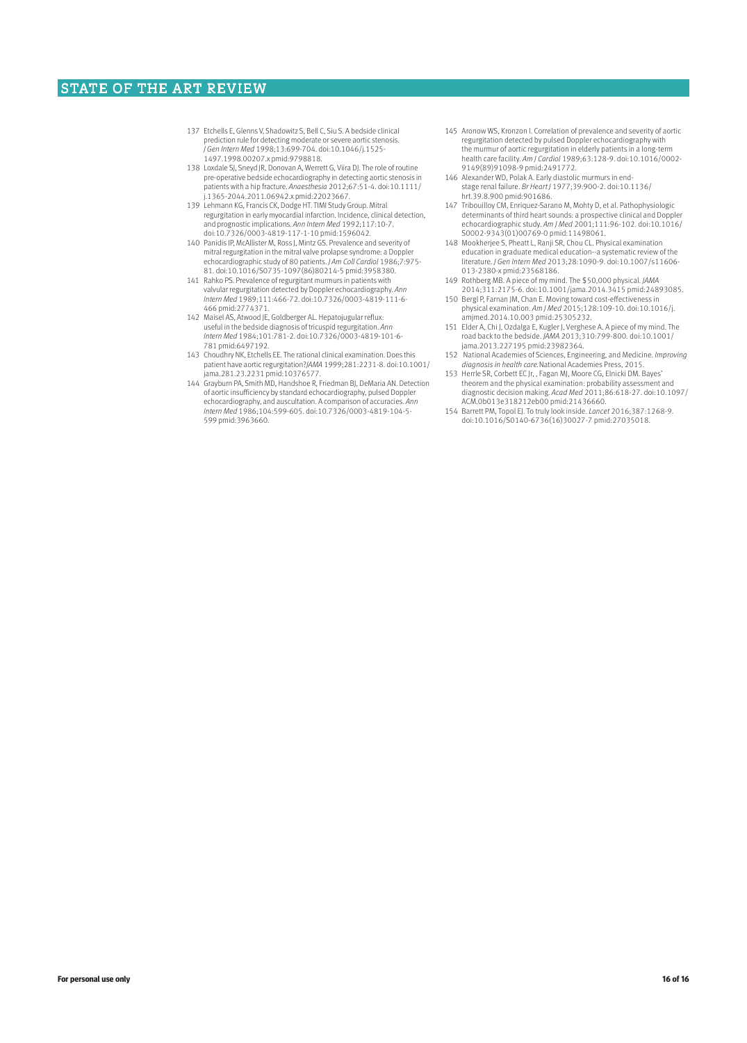137 Etchells E, Glenns V, Shadowitz S, Bell C, Siu S. A bedside clinical prediction rule for detecting moderate or severe aortic stenosis. *J Gen Intern Med* 1998;13:699-704. doi:10.1046/j.1525-1497.1998.00207.x pmid:9798818.

138 Loxdale SJ, Sneyd JR, Donovan A, Werrett G, Viira DJ. The role of routine pre-operative bedside echocardiography in detecting aortic stenosis in patients with a hip fracture. *Anaesthesia* 2012;67:51-4. doi:10.1111/j.1365-2044.2011.06942.x pmid:22023667.

139 Lehmann KG, Francis CK, Dodge HT. TIMI Study Group. Mitral regurgitation in early myocardial infarction. Incidence, clinical detection, and prognostic implications. *Ann Intern Med* 1992;117:10-7. doi:10.7326/0003-4819-117-1-10 pmid:1596042.

140 Panidis IP, McAllister M, Ross J, Mintz GS. Prevalence and severity of mitral regurgitation in the mitral valve prolapse syndrome: a Doppler echocardiographic study of 80 patients. *J Am Coll Cardiol* 1986;7:975-81. doi:10.1016/S0735-1097(86)80214-5 pmid:3958380.

141 Rahko PS. Prevalence of regurgitant murmurs in patients with valvular regurgitation detected by Doppler echocardiography. *Ann Intern Med* 1989;111:466-72. doi:10.7326/0003-4819-111-6-466 pmid:2774371.

142 Maisel AS, Atwood JE, Goldberger AL. Hepatojugular reflux: useful in the bedside diagnosis of tricuspid regurgitation. *Ann Intern Med* 1984;101:781-2. doi:10.7326/0003-4819-101-6-781 pmid:6497192.

143 Choudhry NK, Etchells EE. The rational clinical examination. Does this patient have aortic regurgitation?*JAMA* 1999;281:2231-8. doi:10.1001/jama.281.23.2231 pmid:10376577.

144 Grayburn PA, Smith MD, Handshoe R, Friedman BJ, DeMaria AN. Detection of aortic insufficiency by standard echocardiography, pulsed Doppler echocardiography, and auscultation. A comparison of accuracies. *Ann Intern Med* 1986;104:599-605. doi:10.7326/0003-4819-104-5-599 pmid:3963660.

145 Aronow WS, Kronzon I. Correlation of prevalence and severity of aortic regurgitation detected by pulsed Doppler echocardiography with the murmur of aortic regurgitation in elderly patients in a long-term health care facility. *Am J Cardiol* 1989;63:128-9. doi:10.1016/0002-9149(89)91098-9 pmid:2491772.

146 Alexander WD, Polak A. Early diastolic murmurs in end-stage renal failure. *Br Heart J* 1977;39:900-2. doi:10.1136/hrt.39.8.900 pmid:901686.

147 Tribouilloy CM, Enriquez-Sarano M, Mohty D, et al. Pathophysiologic determinants of third heart sounds: a prospective clinical and Doppler echocardiographic study. *Am J Med* 2001;111:96-102. doi:10.1016/S0002-9343(01)00769-0 pmid:11498061.

148 Mookherjee S, Pheatt L, Ranji SR, Chou CL. Physical examination education in graduate medical education--a systematic review of the literature. *J Gen Intern Med* 2013;28:1090-9. doi:10.1007/s11606-013-2380-x pmid:23568186.

149 Rothberg MB. A piece of my mind. The $50,000 physical. *JAMA* 2014;311:2175-6. doi:10.1001/jama.2014.3415 pmid:24893085.

150 Bergl P, Farnan JM, Chan E. Moving toward cost-effectiveness in physical examination. *Am J Med* 2015;128:109-10. doi:10.1016/j.amjmed.2014.10.003 pmid:25305232.

151 Elder A, Chi J, Ozdalga E, Kugler J, Verghese A. A piece of my mind. The road back to the bedside. *JAMA* 2013;310:799-800. doi:10.1001/jama.2013.227195 pmid:23982364.

152 National Academies of Sciences, Engineering, and Medicine. *Improving diagnosis in health care.*National Academies Press, 2015.

153 Herrle SR, Corbett EC Jr, , Fagan MJ, Moore CG, Elnicki DM. Bayes' theorem and the physical examination: probability assessment and diagnostic decision making. *Acad Med* 2011;86:618-27. doi:10.1097/ACM.0b013e318212eb00 pmid:21436660.

154 Barrett PM, Topol EJ. To truly look inside. *Lancet* 2016;387:1268-9. doi:10.1016/S0140-6736(16)30027-7 pmid:27035018.